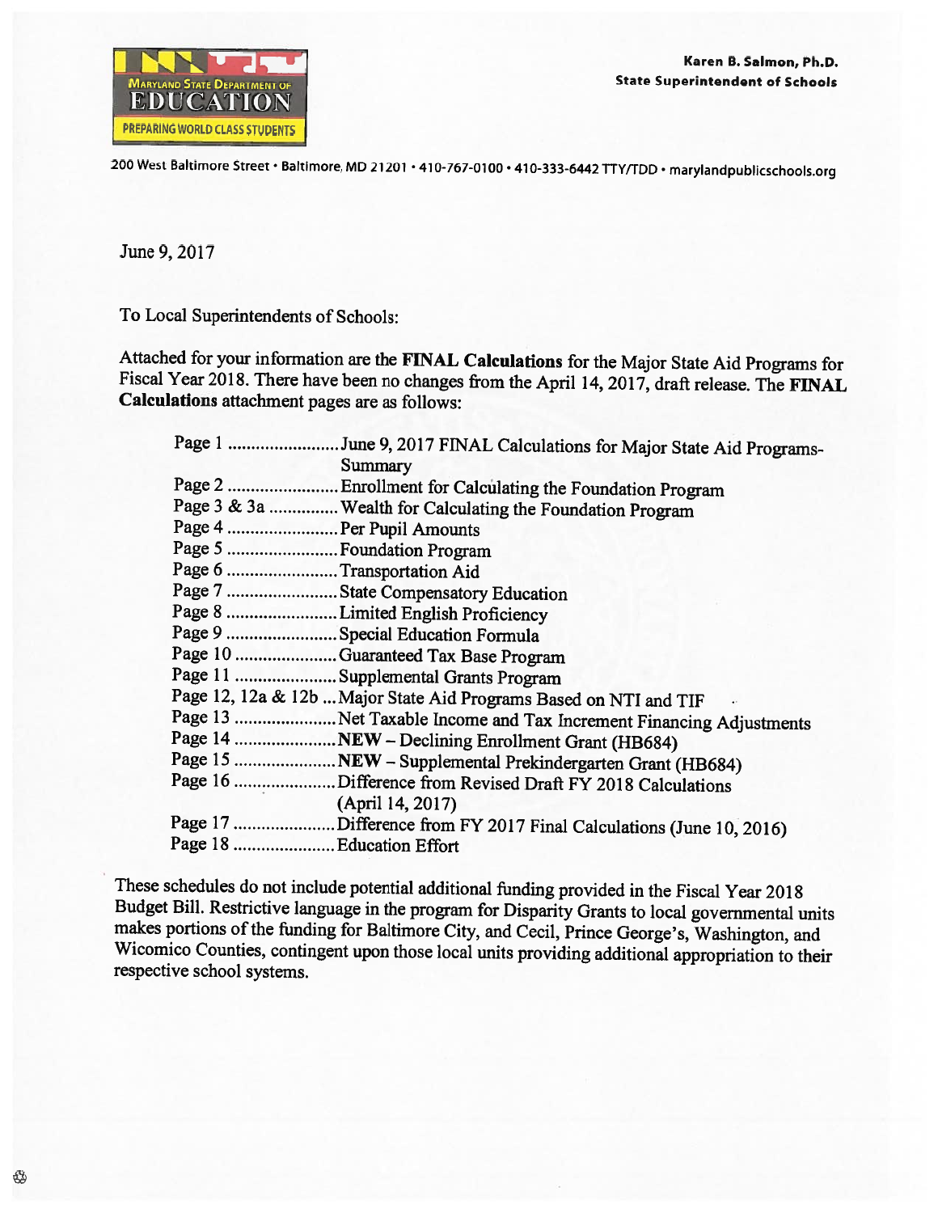MARYLAND STATE DEPARTMENT OF EDUCATION
PREPARING WORLD CLASS STUDENTS

**Karen B. Salmon, Ph.D.**
**State Superintendent of Schools**

200 West Baltimore Street • Baltimore, MD 21201 • 410-767-0100 • 410-333-6442 TTY/TDD • marylandpublicschools.org

June 9, 2017

To Local Superintendents of Schools:

Attached for your information are the **FINAL Calculations** for the Major State Aid Programs for Fiscal Year 2018. There have been no changes from the April 14, 2017, draft release. The **FINAL Calculations** attachment pages are as follows:

| | |
|---|---|
| Page 1 | June 9, 2017 FINAL Calculations for Major State Aid Programs-Summary |
| Page 2 | Enrollment for Calculating the Foundation Program |
| Page 3 & 3a | Wealth for Calculating the Foundation Program |
| Page 4 | Per Pupil Amounts |
| Page 5 | Foundation Program |
| Page 6 | Transportation Aid |
| Page 7 | State Compensatory Education |
| Page 8 | Limited English Proficiency |
| Page 9 | Special Education Formula |
| Page 10 | Guaranteed Tax Base Program |
| Page 11 | Supplemental Grants Program |
| Page 12, 12a & 12b | Major State Aid Programs Based on NTI and TIF |
| Page 13 | Net Taxable Income and Tax Increment Financing Adjustments |
| Page 14 | **NEW** – Declining Enrollment Grant (HB684) |
| Page 15 | **NEW** – Supplemental Prekindergarten Grant (HB684) |
| Page 16 | Difference from Revised Draft FY 2018 Calculations (April 14, 2017) |
| Page 17 | Difference from FY 2017 Final Calculations (June 10, 2016) |
| Page 18 | Education Effort |

These schedules do not include potential additional funding provided in the Fiscal Year 2018 Budget Bill. Restrictive language in the program for Disparity Grants to local governmental units makes portions of the funding for Baltimore City, and Cecil, Prince George's, Washington, and Wicomico Counties, contingent upon those local units providing additional appropriation to their respective school systems.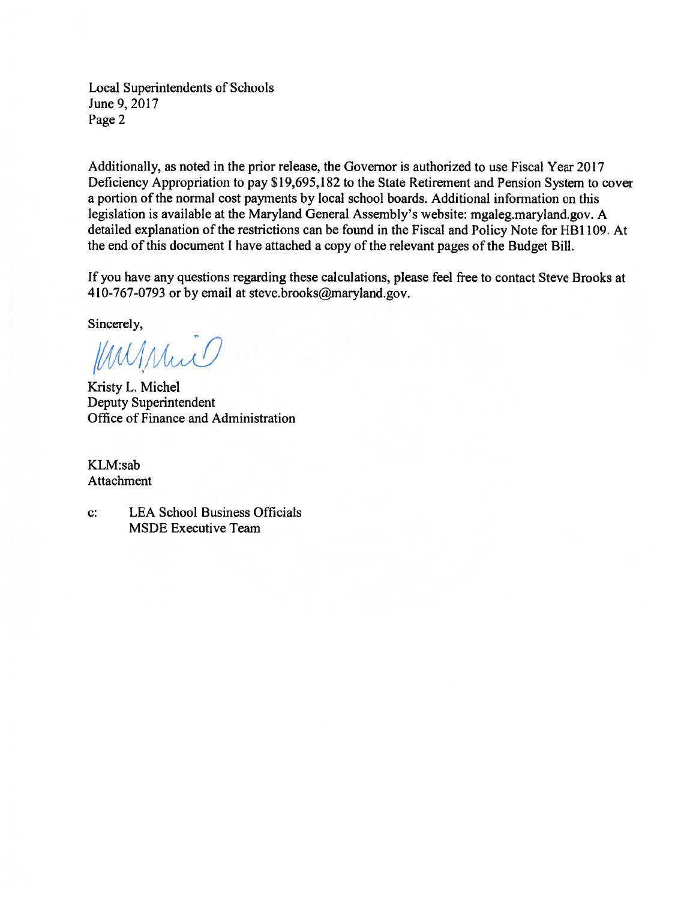Local Superintendents of Schools
June 9, 2017
Page 2

Additionally, as noted in the prior release, the Governor is authorized to use Fiscal Year 2017 Deficiency Appropriation to pay $19,695,182 to the State Retirement and Pension System to cover a portion of the normal cost payments by local school boards. Additional information on this legislation is available at the Maryland General Assembly's website: mgaleg.maryland.gov. A detailed explanation of the restrictions can be found in the Fiscal and Policy Note for HB1109. At the end of this document I have attached a copy of the relevant pages of the Budget Bill.

If you have any questions regarding these calculations, please feel free to contact Steve Brooks at 410-767-0793 or by email at steve.brooks@maryland.gov.

Sincerely,

Kristy L. Michel
Deputy Superintendent
Office of Finance and Administration

KLM:sab
Attachment

c: LEA School Business Officials
MSDE Executive Team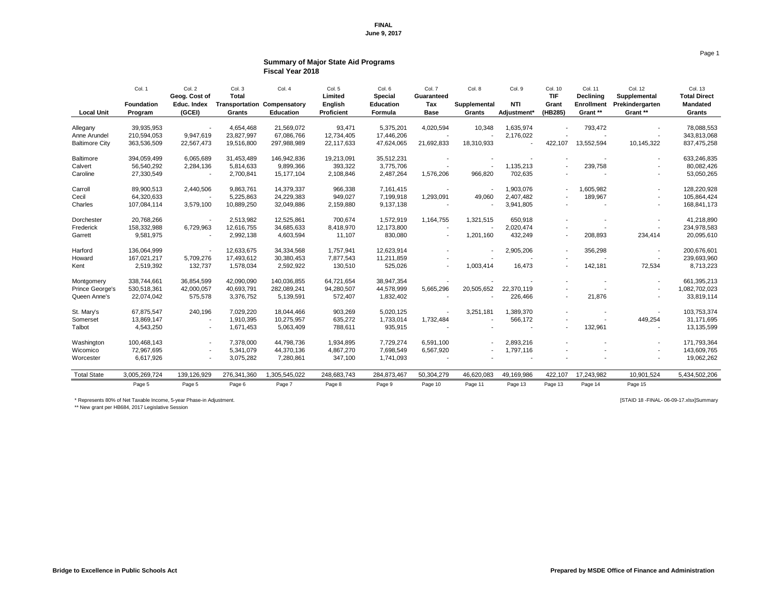**FINAL**
**June 9, 2017**

## Summary of Major State Aid Programs
## Fiscal Year 2018

| Local Unit | Col. 1 Foundation Program | Col. 2 Geog. Cost of Educ. Index (GCEI) | Col. 3 Total Transportation Grants | Col. 4 Compensatory Education | Col. 5 Limited English Proficient | Col. 6 Special Education Formula | Col. 7 Guaranteed Tax Base | Col. 8 Supplemental Grants | Col. 9 NTI Adjustment* | Col. 10 TIF Grant (HB285) | Col. 11 Declining Enrollment Grant ** | Col. 12 Supplemental Prekindergarten Grant ** | Col. 13 Total Direct Mandated Grants |
|---|---|---|---|---|---|---|---|---|---|---|---|---|---|
| Allegany | 39,935,953 | - | 4,654,468 | 21,569,072 | 93,471 | 5,375,201 | 4,020,594 | 10,348 | 1,635,974 | - | 793,472 | - | 78,088,553 |
| Anne Arundel | 210,594,053 | 9,947,619 | 23,827,997 | 67,086,766 | 12,734,405 | 17,446,206 | - | - | 2,176,022 | - | - | - | 343,813,068 |
| Baltimore City | 363,536,509 | 22,567,473 | 19,516,800 | 297,988,989 | 22,117,633 | 47,624,065 | 21,692,833 | 18,310,933 | - | 422,107 | 13,552,594 | 10,145,322 | 837,475,258 |
| Baltimore | 394,059,499 | 6,065,689 | 31,453,489 | 146,942,836 | 19,213,091 | 35,512,231 | - | - | - | - | - | - | 633,246,835 |
| Calvert | 56,540,292 | 2,284,136 | 5,814,633 | 9,899,366 | 393,322 | 3,775,706 | - | - | 1,135,213 | - | 239,758 | - | 80,082,426 |
| Caroline | 27,330,549 | - | 2,700,841 | 15,177,104 | 2,108,846 | 2,487,264 | 1,576,206 | 966,820 | 702,635 | - | - | - | 53,050,265 |
| Carroll | 89,900,513 | 2,440,506 | 9,863,761 | 14,379,337 | 966,338 | 7,161,415 | - | - | 1,903,076 | - | 1,605,982 | - | 128,220,928 |
| Cecil | 64,320,633 | - | 5,225,863 | 24,229,383 | 949,027 | 7,199,918 | 1,293,091 | 49,060 | 2,407,482 | - | 189,967 | - | 105,864,424 |
| Charles | 107,084,114 | 3,579,100 | 10,889,250 | 32,049,886 | 2,159,880 | 9,137,138 | - | - | 3,941,805 | - | - | - | 168,841,173 |
| Dorchester | 20,768,266 | - | 2,513,982 | 12,525,861 | 700,674 | 1,572,919 | 1,164,755 | 1,321,515 | 650,918 | - | - | - | 41,218,890 |
| Frederick | 158,332,988 | 6,729,963 | 12,616,755 | 34,685,633 | 8,418,970 | 12,173,800 | - | - | 2,020,474 | - | - | - | 234,978,583 |
| Garrett | 9,581,975 | - | 2,992,138 | 4,603,594 | 11,107 | 830,080 | - | 1,201,160 | 432,249 | - | 208,893 | 234,414 | 20,095,610 |
| Harford | 136,064,999 | - | 12,633,675 | 34,334,568 | 1,757,941 | 12,623,914 | - | - | 2,905,206 | - | 356,298 | - | 200,676,601 |
| Howard | 167,021,217 | 5,709,276 | 17,493,612 | 30,380,453 | 7,877,543 | 11,211,859 | - | - | - | - | - | - | 239,693,960 |
| Kent | 2,519,392 | 132,737 | 1,578,034 | 2,592,922 | 130,510 | 525,026 | - | 1,003,414 | 16,473 | - | 142,181 | 72,534 | 8,713,223 |
| Montgomery | 338,744,661 | 36,854,599 | 42,090,090 | 140,036,855 | 64,721,654 | 38,947,354 | - | - | - | - | - | - | 661,395,213 |
| Prince George's | 530,518,361 | 42,000,057 | 40,693,791 | 282,089,241 | 94,280,507 | 44,578,999 | 5,665,296 | 20,505,652 | 22,370,119 | - | - | - | 1,082,702,023 |
| Queen Anne's | 22,074,042 | 575,578 | 3,376,752 | 5,139,591 | 572,407 | 1,832,402 | - | - | 226,466 | - | 21,876 | - | 33,819,114 |
| St. Mary's | 67,875,547 | 240,196 | 7,029,220 | 18,044,466 | 903,269 | 5,020,125 | - | 3,251,181 | 1,389,370 | - | - | - | 103,753,374 |
| Somerset | 13,869,147 | - | 1,910,395 | 10,275,957 | 635,272 | 1,733,014 | 1,732,484 | - | 566,172 | - | - | 449,254 | 31,171,695 |
| Talbot | 4,543,250 | - | 1,671,453 | 5,063,409 | 788,611 | 935,915 | - | - | - | - | 132,961 | - | 13,135,599 |
| Washington | 100,468,143 | - | 7,378,000 | 44,798,736 | 1,934,895 | 7,729,274 | 6,591,100 | - | 2,893,216 | - | - | - | 171,793,364 |
| Wicomico | 72,967,695 | - | 5,341,079 | 44,370,136 | 4,867,270 | 7,698,549 | 6,567,920 | - | 1,797,116 | - | - | - | 143,609,765 |
| Worcester | 6,617,926 | - | 3,075,282 | 7,280,861 | 347,100 | 1,741,093 | - | - | - | - | - | - | 19,062,262 |
| Total State | 3,005,269,724 | 139,126,929 | 276,341,360 | 1,305,545,022 | 248,683,743 | 284,873,467 | 50,304,279 | 46,620,083 | 49,169,986 | 422,107 | 17,243,982 | 10,901,524 | 5,434,502,206 |
| | Page 5 | Page 5 | Page 6 | Page 7 | Page 8 | Page 9 | Page 10 | Page 11 | Page 13 | Page 13 | Page 14 | Page 15 | |

\* Represents 80% of Net Taxable Income, 5-year Phase-in Adjustment.

\*\* New grant per HB684, 2017 Legislative Session

[STAID 18 -FINAL- 06-09-17.xlsx]Summary

Bridge to Excellence in Public Schools Act

Prepared by MSDE Office of Finance and Administration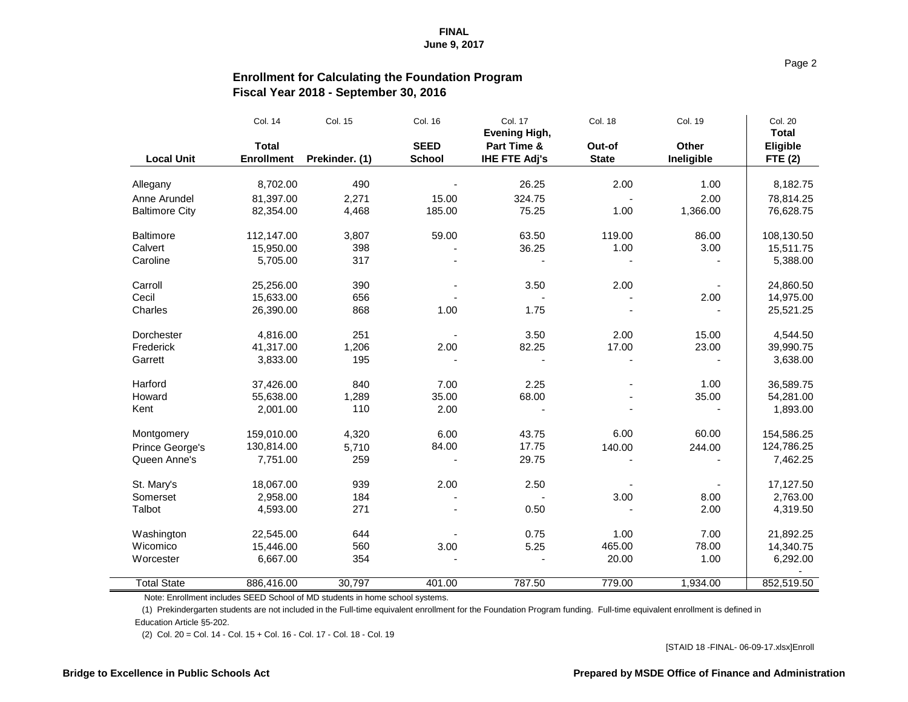**FINAL**
**June 9, 2017**

## Enrollment for Calculating the Foundation Program
## Fiscal Year 2018 - September 30, 2016

| Local Unit | Col. 14 Total Enrollment | Col. 15 Prekinder. (1) | Col. 16 SEED School | Col. 17 Evening High, Part Time & IHE FTE Adj's | Col. 18 Out-of State | Col. 19 Other Ineligible | Col. 20 Total Eligible FTE (2) |
|---|---|---|---|---|---|---|---|
| Allegany | 8,702.00 | 490 | - | 26.25 | 2.00 | 1.00 | 8,182.75 |
| Anne Arundel | 81,397.00 | 2,271 | 15.00 | 324.75 | - | 2.00 | 78,814.25 |
| Baltimore City | 82,354.00 | 4,468 | 185.00 | 75.25 | 1.00 | 1,366.00 | 76,628.75 |
| Baltimore | 112,147.00 | 3,807 | 59.00 | 63.50 | 119.00 | 86.00 | 108,130.50 |
| Calvert | 15,950.00 | 398 | - | 36.25 | 1.00 | 3.00 | 15,511.75 |
| Caroline | 5,705.00 | 317 | - | - | - | - | 5,388.00 |
| Carroll | 25,256.00 | 390 | - | 3.50 | 2.00 | - | 24,860.50 |
| Cecil | 15,633.00 | 656 | - | - | - | 2.00 | 14,975.00 |
| Charles | 26,390.00 | 868 | 1.00 | 1.75 | - | - | 25,521.25 |
| Dorchester | 4,816.00 | 251 | - | 3.50 | 2.00 | 15.00 | 4,544.50 |
| Frederick | 41,317.00 | 1,206 | 2.00 | 82.25 | 17.00 | 23.00 | 39,990.75 |
| Garrett | 3,833.00 | 195 | - | - | - | - | 3,638.00 |
| Harford | 37,426.00 | 840 | 7.00 | 2.25 | - | 1.00 | 36,589.75 |
| Howard | 55,638.00 | 1,289 | 35.00 | 68.00 | - | 35.00 | 54,281.00 |
| Kent | 2,001.00 | 110 | 2.00 | - | - | - | 1,893.00 |
| Montgomery | 159,010.00 | 4,320 | 6.00 | 43.75 | 6.00 | 60.00 | 154,586.25 |
| Prince George's | 130,814.00 | 5,710 | 84.00 | 17.75 | 140.00 | 244.00 | 124,786.25 |
| Queen Anne's | 7,751.00 | 259 | - | 29.75 | - | - | 7,462.25 |
| St. Mary's | 18,067.00 | 939 | 2.00 | 2.50 | - | - | 17,127.50 |
| Somerset | 2,958.00 | 184 | - | - | 3.00 | 8.00 | 2,763.00 |
| Talbot | 4,593.00 | 271 | - | 0.50 | - | 2.00 | 4,319.50 |
| Washington | 22,545.00 | 644 | - | 0.75 | 1.00 | 7.00 | 21,892.25 |
| Wicomico | 15,446.00 | 560 | 3.00 | 5.25 | 465.00 | 78.00 | 14,340.75 |
| Worcester | 6,667.00 | 354 | - | - | 20.00 | 1.00 | 6,292.00 |
| Total State | 886,416.00 | 30,797 | 401.00 | 787.50 | 779.00 | 1,934.00 | 852,519.50 |

Note: Enrollment includes SEED School of MD students in home school systems.

(1) Prekindergarten students are not included in the Full-time equivalent enrollment for the Foundation Program funding. Full-time equivalent enrollment is defined in Education Article §5-202.

(2) Col. 20 = Col. 14 - Col. 15 + Col. 16 - Col. 17 - Col. 18 - Col. 19

[STAID 18 -FINAL- 06-09-17.xlsx]Enroll

Bridge to Excellence in Public Schools Act | Prepared by MSDE Office of Finance and Administration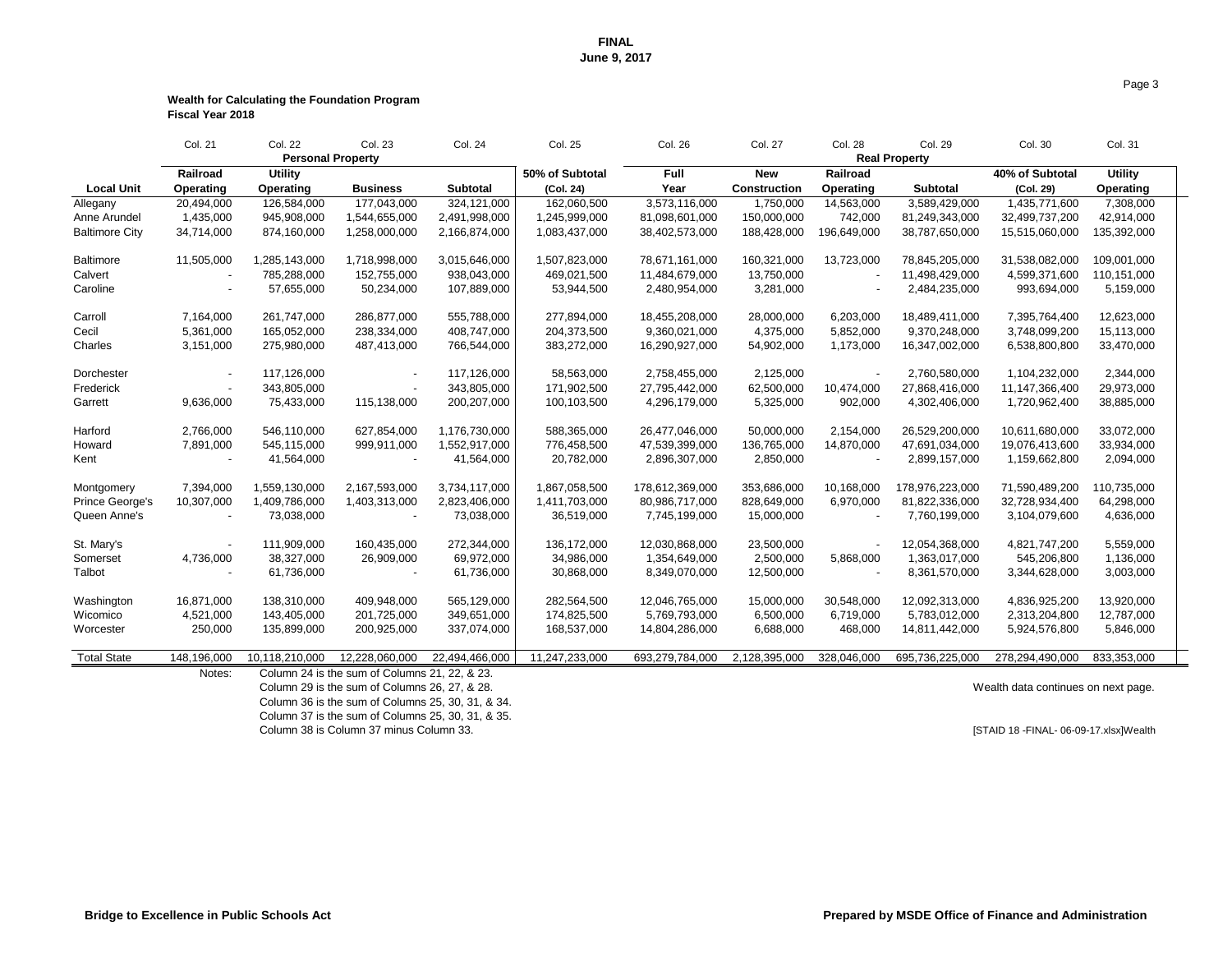**FINAL**
**June 9, 2017**

**Wealth for Calculating the Foundation Program**
**Fiscal Year 2018**

| | Col. 21 | Col. 22 | Col. 23 | Col. 24 | Col. 25 | Col. 26 | Col. 27 | Col. 28 | Col. 29 | Col. 30 | Col. 31 |
|---|---|---|---|---|---|---|---|---|---|---|---|
| | **Personal Property** | | | | | **Real Property** | | | | | |
| **Local Unit** | **Railroad Operating** | **Utility Operating** | **Business** | **Subtotal** | **50% of Subtotal (Col. 24)** | **Full Year** | **New Construction** | **Railroad Operating** | **Subtotal** | **40% of Subtotal (Col. 29)** | **Utility Operating** |
| Allegany | 20,494,000 | 126,584,000 | 177,043,000 | 324,121,000 | 162,060,500 | 3,573,116,000 | 1,750,000 | 14,563,000 | 3,589,429,000 | 1,435,771,600 | 7,308,000 |
| Anne Arundel | 1,435,000 | 945,908,000 | 1,544,655,000 | 2,491,998,000 | 1,245,999,000 | 81,098,601,000 | 150,000,000 | 742,000 | 81,249,343,000 | 32,499,737,200 | 42,914,000 |
| Baltimore City | 34,714,000 | 874,160,000 | 1,258,000,000 | 2,166,874,000 | 1,083,437,000 | 38,402,573,000 | 188,428,000 | 196,649,000 | 38,787,650,000 | 15,515,060,000 | 135,392,000 |
| Baltimore | 11,505,000 | 1,285,143,000 | 1,718,998,000 | 3,015,646,000 | 1,507,823,000 | 78,671,161,000 | 160,321,000 | 13,723,000 | 78,845,205,000 | 31,538,082,000 | 109,001,000 |
| Calvert | - | 785,288,000 | 152,755,000 | 938,043,000 | 469,021,500 | 11,484,679,000 | 13,750,000 | - | 11,498,429,000 | 4,599,371,600 | 110,151,000 |
| Caroline | - | 57,655,000 | 50,234,000 | 107,889,000 | 53,944,500 | 2,480,954,000 | 3,281,000 | - | 2,484,235,000 | 993,694,000 | 5,159,000 |
| Carroll | 7,164,000 | 261,747,000 | 286,877,000 | 555,788,000 | 277,894,000 | 18,455,208,000 | 28,000,000 | 6,203,000 | 18,489,411,000 | 7,395,764,400 | 12,623,000 |
| Cecil | 5,361,000 | 165,052,000 | 238,334,000 | 408,747,000 | 204,373,500 | 9,360,021,000 | 4,375,000 | 5,852,000 | 9,370,248,000 | 3,748,099,200 | 15,113,000 |
| Charles | 3,151,000 | 275,980,000 | 487,413,000 | 766,544,000 | 383,272,000 | 16,290,927,000 | 54,902,000 | 1,173,000 | 16,347,002,000 | 6,538,800,800 | 33,470,000 |
| Dorchester | - | 117,126,000 | - | 117,126,000 | 58,563,000 | 2,758,455,000 | 2,125,000 | - | 2,760,580,000 | 1,104,232,000 | 2,344,000 |
| Frederick | - | 343,805,000 | - | 343,805,000 | 171,902,500 | 27,795,442,000 | 62,500,000 | 10,474,000 | 27,868,416,000 | 11,147,366,400 | 29,973,000 |
| Garrett | 9,636,000 | 75,433,000 | 115,138,000 | 200,207,000 | 100,103,500 | 4,296,179,000 | 5,325,000 | 902,000 | 4,302,406,000 | 1,720,962,400 | 38,885,000 |
| Harford | 2,766,000 | 546,110,000 | 627,854,000 | 1,176,730,000 | 588,365,000 | 26,477,046,000 | 50,000,000 | 2,154,000 | 26,529,200,000 | 10,611,680,000 | 33,072,000 |
| Howard | 7,891,000 | 545,115,000 | 999,911,000 | 1,552,917,000 | 776,458,500 | 47,539,399,000 | 136,765,000 | 14,870,000 | 47,691,034,000 | 19,076,413,600 | 33,934,000 |
| Kent | - | 41,564,000 | - | 41,564,000 | 20,782,000 | 2,896,307,000 | 2,850,000 | - | 2,899,157,000 | 1,159,662,800 | 2,094,000 |
| Montgomery | 7,394,000 | 1,559,130,000 | 2,167,593,000 | 3,734,117,000 | 1,867,058,500 | 178,612,369,000 | 353,686,000 | 10,168,000 | 178,976,223,000 | 71,590,489,200 | 110,735,000 |
| Prince George's | 10,307,000 | 1,409,786,000 | 1,403,313,000 | 2,823,406,000 | 1,411,703,000 | 80,986,717,000 | 828,649,000 | 6,970,000 | 81,822,336,000 | 32,728,934,400 | 64,298,000 |
| Queen Anne's | - | 73,038,000 | - | 73,038,000 | 36,519,000 | 7,745,199,000 | 15,000,000 | - | 7,760,199,000 | 3,104,079,600 | 4,636,000 |
| St. Mary's | - | 111,909,000 | 160,435,000 | 272,344,000 | 136,172,000 | 12,030,868,000 | 23,500,000 | - | 12,054,368,000 | 4,821,747,200 | 5,559,000 |
| Somerset | 4,736,000 | 38,327,000 | 26,909,000 | 69,972,000 | 34,986,000 | 1,354,649,000 | 2,500,000 | 5,868,000 | 1,363,017,000 | 545,206,800 | 1,136,000 |
| Talbot | - | 61,736,000 | - | 61,736,000 | 30,868,000 | 8,349,070,000 | 12,500,000 | - | 8,361,570,000 | 3,344,628,000 | 3,003,000 |
| Washington | 16,871,000 | 138,310,000 | 409,948,000 | 565,129,000 | 282,564,500 | 12,046,765,000 | 15,000,000 | 30,548,000 | 12,092,313,000 | 4,836,925,200 | 13,920,000 |
| Wicomico | 4,521,000 | 143,405,000 | 201,725,000 | 349,651,000 | 174,825,500 | 5,769,793,000 | 6,500,000 | 6,719,000 | 5,783,012,000 | 2,313,204,800 | 12,787,000 |
| Worcester | 250,000 | 135,899,000 | 200,925,000 | 337,074,000 | 168,537,000 | 14,804,286,000 | 6,688,000 | 468,000 | 14,811,442,000 | 5,924,576,800 | 5,846,000 |
| Total State | 148,196,000 | 10,118,210,000 | 12,228,060,000 | 22,494,466,000 | 11,247,233,000 | 693,279,784,000 | 2,128,395,000 | 328,046,000 | 695,736,225,000 | 278,294,490,000 | 833,353,000 |

Notes:
Column 24 is the sum of Columns 21, 22, & 23.
Column 29 is the sum of Columns 26, 27, & 28.
Column 36 is the sum of Columns 25, 30, 31, & 34.
Column 37 is the sum of Columns 25, 30, 31, & 35.
Column 38 is Column 37 minus Column 33.

Wealth data continues on next page.

[STAID 18 -FINAL- 06-09-17.xlsx]Wealth

**Bridge to Excellence in Public Schools Act** **Prepared by MSDE Office of Finance and Administration**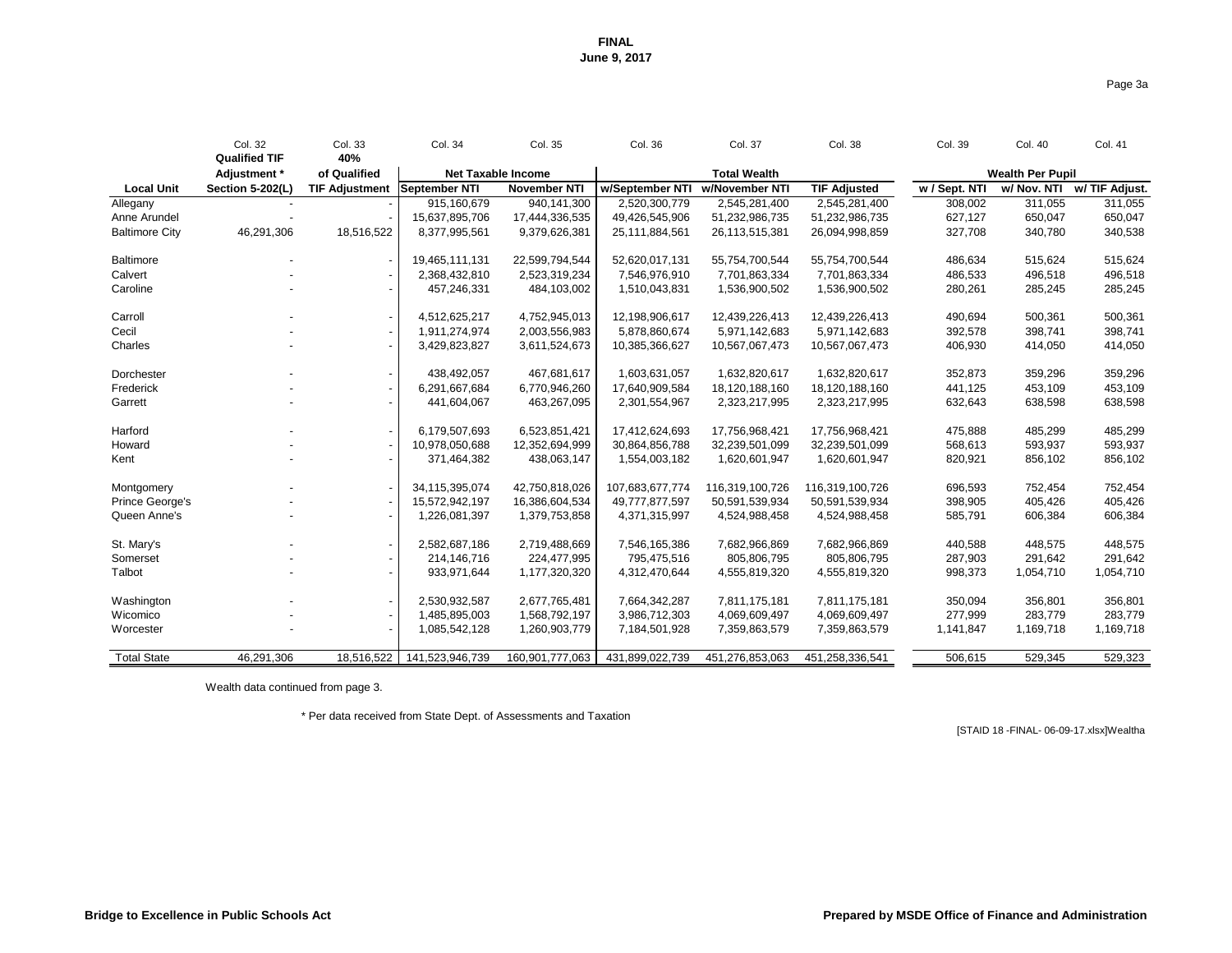**FINAL**
**June 9, 2017**

| | Col. 32 | Col. 33 | Col. 34 | Col. 35 | Col. 36 | Col. 37 | Col. 38 | Col. 39 | Col. 40 | Col. 41 |
|---|---|---|---|---|---|---|---|---|---|---|
| | **Qualified TIF Adjustment *** | **40% of Qualified** | **Net Taxable Income** | | **Total Wealth** | | | **Wealth Per Pupil** | | |
| **Local Unit** | **Section 5-202(L)** | **TIF Adjustment** | **September NTI** | **November NTI** | **w/September NTI** | **w/November NTI** | **TIF Adjusted** | **w / Sept. NTI** | **w/ Nov. NTI** | **w/ TIF Adjust.** |
| Allegany | - | - | 915,160,679 | 940,141,300 | 2,520,300,779 | 2,545,281,400 | 2,545,281,400 | 308,002 | 311,055 | 311,055 |
| Anne Arundel | - | - | 15,637,895,706 | 17,444,336,535 | 49,426,545,906 | 51,232,986,735 | 51,232,986,735 | 627,127 | 650,047 | 650,047 |
| Baltimore City | 46,291,306 | 18,516,522 | 8,377,995,561 | 9,379,626,381 | 25,111,884,561 | 26,113,515,381 | 26,094,998,859 | 327,708 | 340,780 | 340,538 |
| Baltimore | - | - | 19,465,111,131 | 22,599,794,544 | 52,620,017,131 | 55,754,700,544 | 55,754,700,544 | 486,634 | 515,624 | 515,624 |
| Calvert | - | - | 2,368,432,810 | 2,523,319,234 | 7,546,976,910 | 7,701,863,334 | 7,701,863,334 | 486,533 | 496,518 | 496,518 |
| Caroline | - | - | 457,246,331 | 484,103,002 | 1,510,043,831 | 1,536,900,502 | 1,536,900,502 | 280,261 | 285,245 | 285,245 |
| Carroll | - | - | 4,512,625,217 | 4,752,945,013 | 12,198,906,617 | 12,439,226,413 | 12,439,226,413 | 490,694 | 500,361 | 500,361 |
| Cecil | - | - | 1,911,274,974 | 2,003,556,983 | 5,878,860,674 | 5,971,142,683 | 5,971,142,683 | 392,578 | 398,741 | 398,741 |
| Charles | - | - | 3,429,823,827 | 3,611,524,673 | 10,385,366,627 | 10,567,067,473 | 10,567,067,473 | 406,930 | 414,050 | 414,050 |
| Dorchester | - | - | 438,492,057 | 467,681,617 | 1,603,631,057 | 1,632,820,617 | 1,632,820,617 | 352,873 | 359,296 | 359,296 |
| Frederick | - | - | 6,291,667,684 | 6,770,946,260 | 17,640,909,584 | 18,120,188,160 | 18,120,188,160 | 441,125 | 453,109 | 453,109 |
| Garrett | - | - | 441,604,067 | 463,267,095 | 2,301,554,967 | 2,323,217,995 | 2,323,217,995 | 632,643 | 638,598 | 638,598 |
| Harford | - | - | 6,179,507,693 | 6,523,851,421 | 17,412,624,693 | 17,756,968,421 | 17,756,968,421 | 475,888 | 485,299 | 485,299 |
| Howard | - | - | 10,978,050,688 | 12,352,694,999 | 30,864,856,788 | 32,239,501,099 | 32,239,501,099 | 568,613 | 593,937 | 593,937 |
| Kent | - | - | 371,464,382 | 438,063,147 | 1,554,003,182 | 1,620,601,947 | 1,620,601,947 | 820,921 | 856,102 | 856,102 |
| Montgomery | - | - | 34,115,395,074 | 42,750,818,026 | 107,683,677,774 | 116,319,100,726 | 116,319,100,726 | 696,593 | 752,454 | 752,454 |
| Prince George's | - | - | 15,572,942,197 | 16,386,604,534 | 49,777,877,597 | 50,591,539,934 | 50,591,539,934 | 398,905 | 405,426 | 405,426 |
| Queen Anne's | - | - | 1,226,081,397 | 1,379,753,858 | 4,371,315,997 | 4,524,988,458 | 4,524,988,458 | 585,791 | 606,384 | 606,384 |
| St. Mary's | - | - | 2,582,687,186 | 2,719,488,669 | 7,546,165,386 | 7,682,966,869 | 7,682,966,869 | 440,588 | 448,575 | 448,575 |
| Somerset | - | - | 214,146,716 | 224,477,995 | 795,475,516 | 805,806,795 | 805,806,795 | 287,903 | 291,642 | 291,642 |
| Talbot | - | - | 933,971,644 | 1,177,320,320 | 4,312,470,644 | 4,555,819,320 | 4,555,819,320 | 998,373 | 1,054,710 | 1,054,710 |
| Washington | - | - | 2,530,932,587 | 2,677,765,481 | 7,664,342,287 | 7,811,175,181 | 7,811,175,181 | 350,094 | 356,801 | 356,801 |
| Wicomico | - | - | 1,485,895,003 | 1,568,792,197 | 3,986,712,303 | 4,069,609,497 | 4,069,609,497 | 277,999 | 283,779 | 283,779 |
| Worcester | - | - | 1,085,542,128 | 1,260,903,779 | 7,184,501,928 | 7,359,863,579 | 7,359,863,579 | 1,141,847 | 1,169,718 | 1,169,718 |
| Total State | 46,291,306 | 18,516,522 | 141,523,946,739 | 160,901,777,063 | 431,899,022,739 | 451,276,853,063 | 451,258,336,541 | 506,615 | 529,345 | 529,323 |

Wealth data continued from page 3.

* Per data received from State Dept. of Assessments and Taxation

[STAID 18 -FINAL- 06-09-17.xlsx]Wealtha

**Bridge to Excellence in Public Schools Act** **Prepared by MSDE Office of Finance and Administration**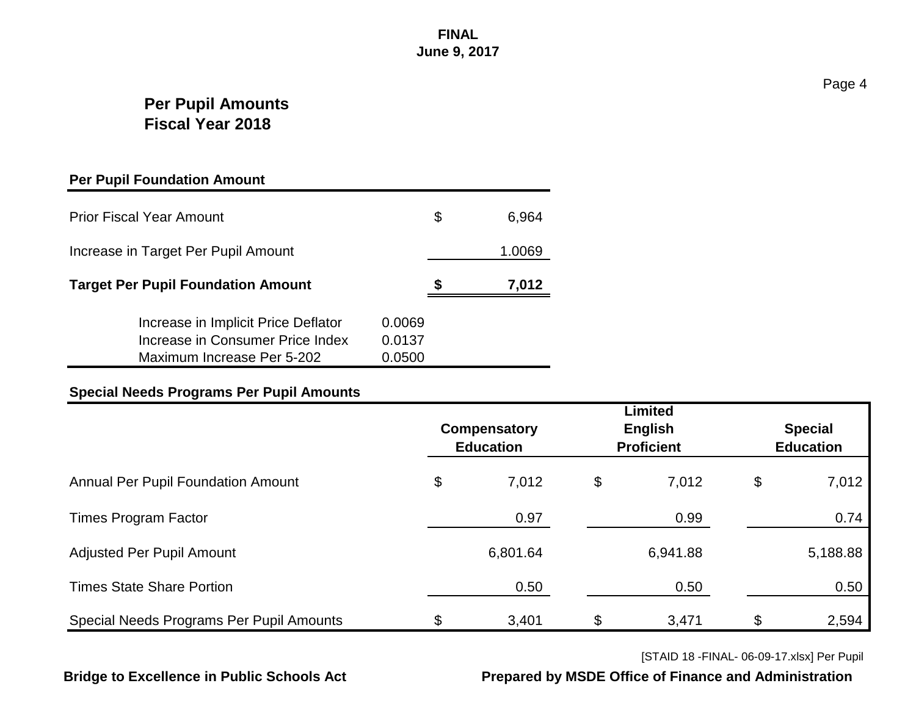**FINAL**
**June 9, 2017**

## Per Pupil Amounts
## Fiscal Year 2018

### Per Pupil Foundation Amount

| | | |
|---|---|---|
| Prior Fiscal Year Amount | | $ 6,964 |
| Increase in Target Per Pupil Amount | | 1.0069 |
| **Target Per Pupil Foundation Amount** | | **$ 7,012** |
| Increase in Implicit Price Deflator | 0.0069 | |
| Increase in Consumer Price Index | 0.0137 | |
| Maximum Increase Per 5-202 | 0.0500 | |

### Special Needs Programs Per Pupil Amounts

| | **Compensatory Education** | **Limited English Proficient** | **Special Education** |
|---|---|---|---|
| Annual Per Pupil Foundation Amount | $ 7,012 | $ 7,012 | $ 7,012 |
| Times Program Factor | 0.97 | 0.99 | 0.74 |
| Adjusted Per Pupil Amount | 6,801.64 | 6,941.88 | 5,188.88 |
| Times State Share Portion | 0.50 | 0.50 | 0.50 |
| Special Needs Programs Per Pupil Amounts | $ 3,401 | $ 3,471 | $ 2,594 |

[STAID 18 -FINAL- 06-09-17.xlsx] Per Pupil

**Bridge to Excellence in Public Schools Act** **Prepared by MSDE Office of Finance and Administration**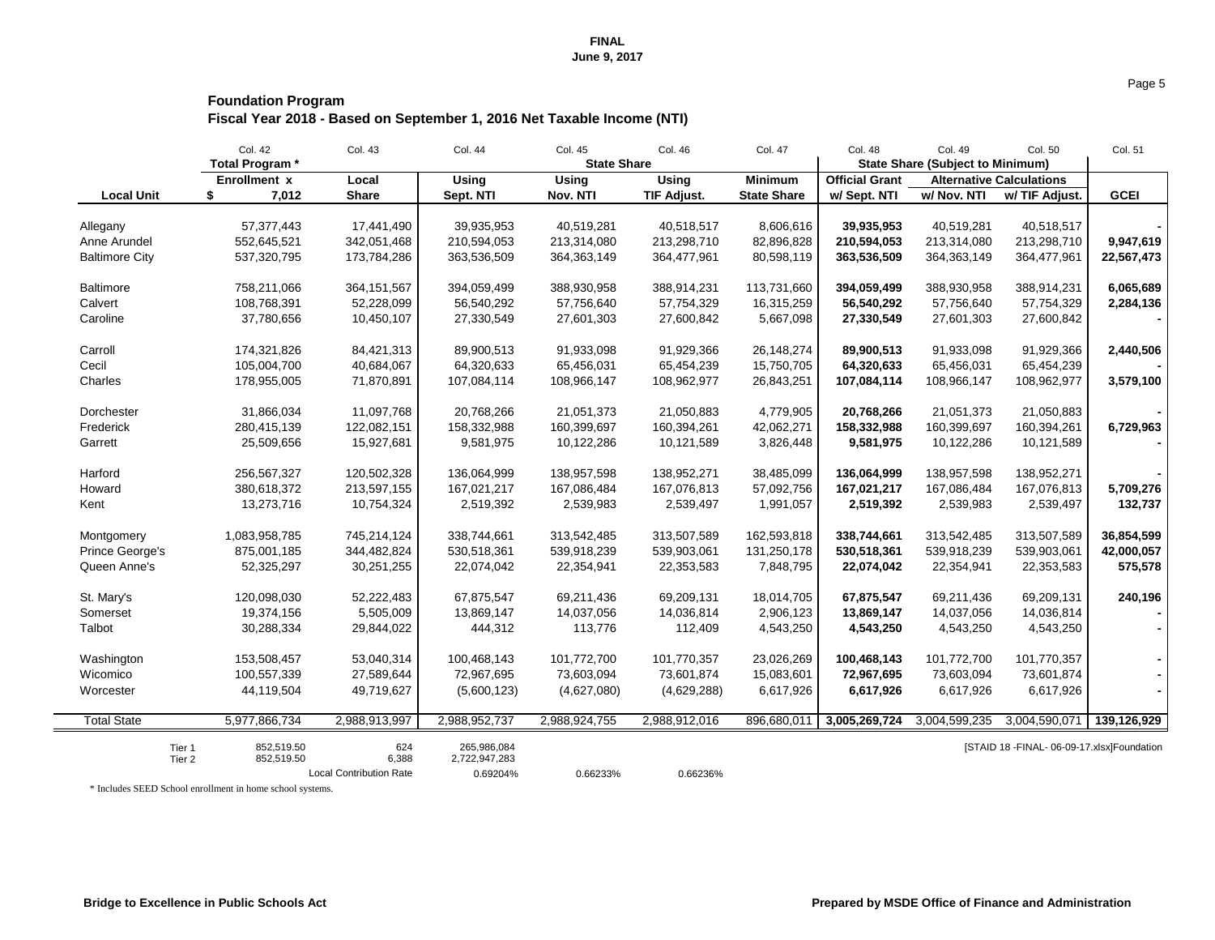FINAL
June 9, 2017

## Foundation Program
### Fiscal Year 2018 - Based on September 1, 2016 Net Taxable Income (NTI)

| | Col. 42 | Col. 43 | Col. 44 | Col. 45 | Col. 46 | Col. 47 | Col. 48 | Col. 49 | Col. 50 | Col. 51 |
|---|---|---|---|---|---|---|---|---|---|---|
| | Total Program * | | State Share | | | | State Share (Subject to Minimum) | | | |
| | Enrollment x | Local | Using | Using | Using | Minimum | Official Grant | Alternative Calculations | | |
| Local Unit | $ 7,012 | Share | Sept. NTI | Nov. NTI | TIF Adjust. | State Share | w/ Sept. NTI | w/ Nov. NTI | w/ TIF Adjust. | GCEI |
| Allegany | 57,377,443 | 17,441,490 | 39,935,953 | 40,519,281 | 40,518,517 | 8,606,616 | **39,935,953** | 40,519,281 | 40,518,517 | **-** |
| Anne Arundel | 552,645,521 | 342,051,468 | 210,594,053 | 213,314,080 | 213,298,710 | 82,896,828 | **210,594,053** | 213,314,080 | 213,298,710 | **9,947,619** |
| Baltimore City | 537,320,795 | 173,784,286 | 363,536,509 | 364,363,149 | 364,477,961 | 80,598,119 | **363,536,509** | 364,363,149 | 364,477,961 | **22,567,473** |
| Baltimore | 758,211,066 | 364,151,567 | 394,059,499 | 388,930,958 | 388,914,231 | 113,731,660 | **394,059,499** | 388,930,958 | 388,914,231 | **6,065,689** |
| Calvert | 108,768,391 | 52,228,099 | 56,540,292 | 57,756,640 | 57,754,329 | 16,315,259 | **56,540,292** | 57,756,640 | 57,754,329 | **2,284,136** |
| Caroline | 37,780,656 | 10,450,107 | 27,330,549 | 27,601,303 | 27,600,842 | 5,667,098 | **27,330,549** | 27,601,303 | 27,600,842 | **-** |
| Carroll | 174,321,826 | 84,421,313 | 89,900,513 | 91,933,098 | 91,929,366 | 26,148,274 | **89,900,513** | 91,933,098 | 91,929,366 | **2,440,506** |
| Cecil | 105,004,700 | 40,684,067 | 64,320,633 | 65,456,031 | 65,454,239 | 15,750,705 | **64,320,633** | 65,456,031 | 65,454,239 | **-** |
| Charles | 178,955,005 | 71,870,891 | 107,084,114 | 108,966,147 | 108,962,977 | 26,843,251 | **107,084,114** | 108,966,147 | 108,962,977 | **3,579,100** |
| Dorchester | 31,866,034 | 11,097,768 | 20,768,266 | 21,051,373 | 21,050,883 | 4,779,905 | **20,768,266** | 21,051,373 | 21,050,883 | **-** |
| Frederick | 280,415,139 | 122,082,151 | 158,332,988 | 160,399,697 | 160,394,261 | 42,062,271 | **158,332,988** | 160,399,697 | 160,394,261 | **6,729,963** |
| Garrett | 25,509,656 | 15,927,681 | 9,581,975 | 10,122,286 | 10,121,589 | 3,826,448 | **9,581,975** | 10,122,286 | 10,121,589 | **-** |
| Harford | 256,567,327 | 120,502,328 | 136,064,999 | 138,957,598 | 138,952,271 | 38,485,099 | **136,064,999** | 138,957,598 | 138,952,271 | **-** |
| Howard | 380,618,372 | 213,597,155 | 167,021,217 | 167,086,484 | 167,076,813 | 57,092,756 | **167,021,217** | 167,086,484 | 167,076,813 | **5,709,276** |
| Kent | 13,273,716 | 10,754,324 | 2,519,392 | 2,539,983 | 2,539,497 | 1,991,057 | **2,519,392** | 2,539,983 | 2,539,497 | **132,737** |
| Montgomery | 1,083,958,785 | 745,214,124 | 338,744,661 | 313,542,485 | 313,507,589 | 162,593,818 | **338,744,661** | 313,542,485 | 313,507,589 | **36,854,599** |
| Prince George's | 875,001,185 | 344,482,824 | 530,518,361 | 539,918,239 | 539,903,061 | 131,250,178 | **530,518,361** | 539,918,239 | 539,903,061 | **42,000,057** |
| Queen Anne's | 52,325,297 | 30,251,255 | 22,074,042 | 22,354,941 | 22,353,583 | 7,848,795 | **22,074,042** | 22,354,941 | 22,353,583 | **575,578** |
| St. Mary's | 120,098,030 | 52,222,483 | 67,875,547 | 69,211,436 | 69,209,131 | 18,014,705 | **67,875,547** | 69,211,436 | 69,209,131 | **240,196** |
| Somerset | 19,374,156 | 5,505,009 | 13,869,147 | 14,037,056 | 14,036,814 | 2,906,123 | **13,869,147** | 14,037,056 | 14,036,814 | **-** |
| Talbot | 30,288,334 | 29,844,022 | 444,312 | 113,776 | 112,409 | 4,543,250 | **4,543,250** | 4,543,250 | 4,543,250 | **-** |
| Washington | 153,508,457 | 53,040,314 | 100,468,143 | 101,772,700 | 101,770,357 | 23,026,269 | **100,468,143** | 101,772,700 | 101,770,357 | **-** |
| Wicomico | 100,557,339 | 27,589,644 | 72,967,695 | 73,603,094 | 73,601,874 | 15,083,601 | **72,967,695** | 73,603,094 | 73,601,874 | **-** |
| Worcester | 44,119,504 | 49,719,627 | (5,600,123) | (4,627,080) | (4,629,288) | 6,617,926 | **6,617,926** | 6,617,926 | 6,617,926 | **-** |
| Total State | 5,977,866,734 | 2,988,913,997 | 2,988,952,737 | 2,988,924,755 | 2,988,912,016 | 896,680,011 | **3,005,269,724** | 3,004,599,235 | 3,004,590,071 | **139,126,929** |
| Tier 1 | 852,519.50 | 624 | 265,986,084 | | | | | | | |
| Tier 2 | 852,519.50 | 6,388 | 2,722,947,283 | | | | | | | |
| | | Local Contribution Rate | 0.69204% | 0.66233% | 0.66236% | | | | | |

[STAID 18 -FINAL- 06-09-17.xlsx]Foundation

\* Includes SEED School enrollment in home school systems.

Bridge to Excellence in Public Schools Act

Prepared by MSDE Office of Finance and Administration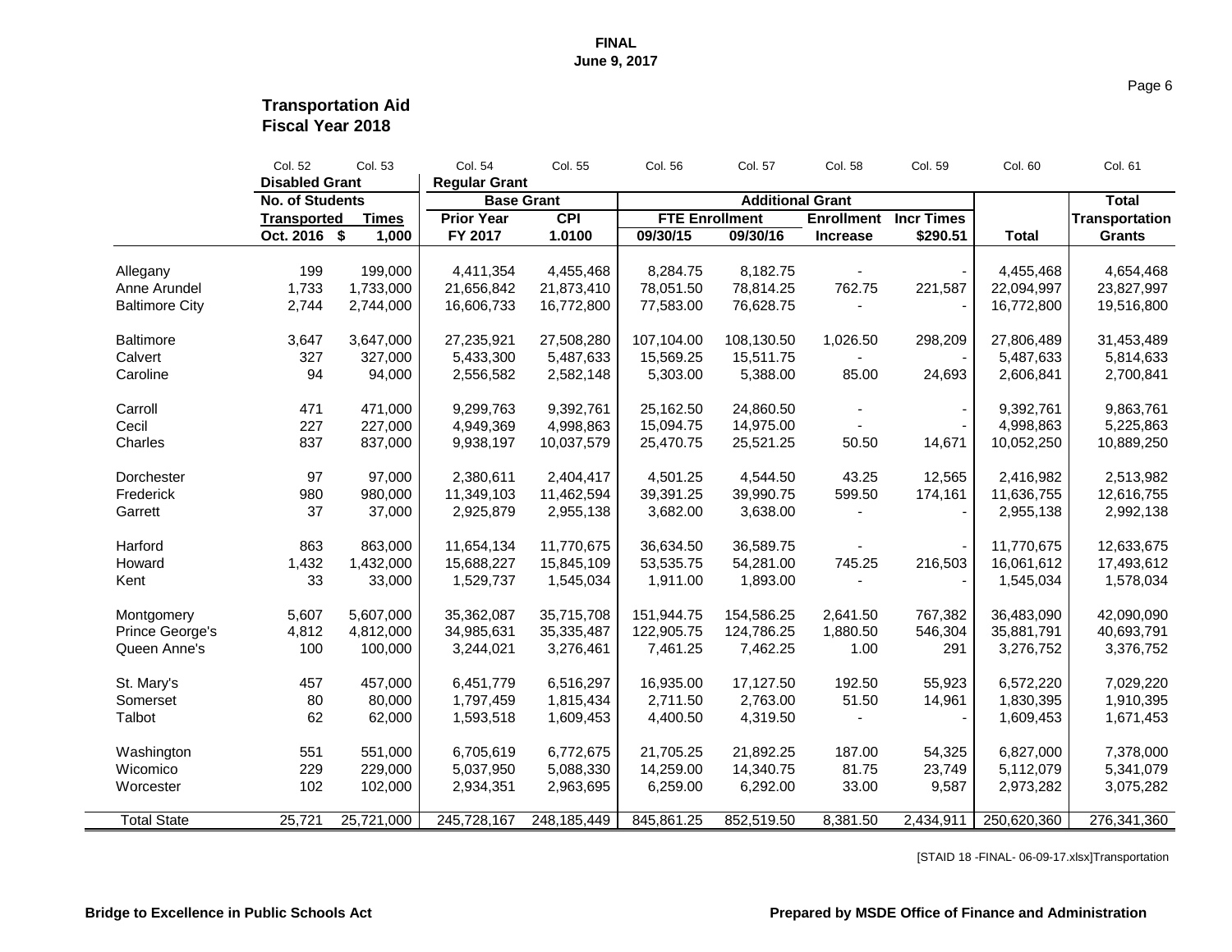**FINAL**
**June 9, 2017**

## Transportation Aid
## Fiscal Year 2018

| | Col. 52 | Col. 53 | Col. 54 | Col. 55 | Col. 56 | Col. 57 | Col. 58 | Col. 59 | Col. 60 | Col. 61 |
|---|---|---|---|---|---|---|---|---|---|---|
| | **Disabled Grant** | | **Regular Grant** | | | | | | | |
| | **No. of Students** | | **Base Grant** | | **Additional Grant** | | | | | **Total** |
| | **Transported** | **Times** | **Prior Year** | **CPI** | **FTE Enrollment** | | **Enrollment** | **Incr Times** | | **Transportation** |
| | **Oct. 2016** | **$ 1,000** | **FY 2017** | **1.0100** | **09/30/15** | **09/30/16** | **Increase** | **$290.51** | **Total** | **Grants** |
| Allegany | 199 | 199,000 | 4,411,354 | 4,455,468 | 8,284.75 | 8,182.75 | - | - | 4,455,468 | 4,654,468 |
| Anne Arundel | 1,733 | 1,733,000 | 21,656,842 | 21,873,410 | 78,051.50 | 78,814.25 | 762.75 | 221,587 | 22,094,997 | 23,827,997 |
| Baltimore City | 2,744 | 2,744,000 | 16,606,733 | 16,772,800 | 77,583.00 | 76,628.75 | - | - | 16,772,800 | 19,516,800 |
| Baltimore | 3,647 | 3,647,000 | 27,235,921 | 27,508,280 | 107,104.00 | 108,130.50 | 1,026.50 | 298,209 | 27,806,489 | 31,453,489 |
| Calvert | 327 | 327,000 | 5,433,300 | 5,487,633 | 15,569.25 | 15,511.75 | - | - | 5,487,633 | 5,814,633 |
| Caroline | 94 | 94,000 | 2,556,582 | 2,582,148 | 5,303.00 | 5,388.00 | 85.00 | 24,693 | 2,606,841 | 2,700,841 |
| Carroll | 471 | 471,000 | 9,299,763 | 9,392,761 | 25,162.50 | 24,860.50 | - | - | 9,392,761 | 9,863,761 |
| Cecil | 227 | 227,000 | 4,949,369 | 4,998,863 | 15,094.75 | 14,975.00 | - | - | 4,998,863 | 5,225,863 |
| Charles | 837 | 837,000 | 9,938,197 | 10,037,579 | 25,470.75 | 25,521.25 | 50.50 | 14,671 | 10,052,250 | 10,889,250 |
| Dorchester | 97 | 97,000 | 2,380,611 | 2,404,417 | 4,501.25 | 4,544.50 | 43.25 | 12,565 | 2,416,982 | 2,513,982 |
| Frederick | 980 | 980,000 | 11,349,103 | 11,462,594 | 39,391.25 | 39,990.75 | 599.50 | 174,161 | 11,636,755 | 12,616,755 |
| Garrett | 37 | 37,000 | 2,925,879 | 2,955,138 | 3,682.00 | 3,638.00 | - | - | 2,955,138 | 2,992,138 |
| Harford | 863 | 863,000 | 11,654,134 | 11,770,675 | 36,634.50 | 36,589.75 | - | - | 11,770,675 | 12,633,675 |
| Howard | 1,432 | 1,432,000 | 15,688,227 | 15,845,109 | 53,535.75 | 54,281.00 | 745.25 | 216,503 | 16,061,612 | 17,493,612 |
| Kent | 33 | 33,000 | 1,529,737 | 1,545,034 | 1,911.00 | 1,893.00 | - | - | 1,545,034 | 1,578,034 |
| Montgomery | 5,607 | 5,607,000 | 35,362,087 | 35,715,708 | 151,944.75 | 154,586.25 | 2,641.50 | 767,382 | 36,483,090 | 42,090,090 |
| Prince George's | 4,812 | 4,812,000 | 34,985,631 | 35,335,487 | 122,905.75 | 124,786.25 | 1,880.50 | 546,304 | 35,881,791 | 40,693,791 |
| Queen Anne's | 100 | 100,000 | 3,244,021 | 3,276,461 | 7,461.25 | 7,462.25 | 1.00 | 291 | 3,276,752 | 3,376,752 |
| St. Mary's | 457 | 457,000 | 6,451,779 | 6,516,297 | 16,935.00 | 17,127.50 | 192.50 | 55,923 | 6,572,220 | 7,029,220 |
| Somerset | 80 | 80,000 | 1,797,459 | 1,815,434 | 2,711.50 | 2,763.00 | 51.50 | 14,961 | 1,830,395 | 1,910,395 |
| Talbot | 62 | 62,000 | 1,593,518 | 1,609,453 | 4,400.50 | 4,319.50 | - | - | 1,609,453 | 1,671,453 |
| Washington | 551 | 551,000 | 6,705,619 | 6,772,675 | 21,705.25 | 21,892.25 | 187.00 | 54,325 | 6,827,000 | 7,378,000 |
| Wicomico | 229 | 229,000 | 5,037,950 | 5,088,330 | 14,259.00 | 14,340.75 | 81.75 | 23,749 | 5,112,079 | 5,341,079 |
| Worcester | 102 | 102,000 | 2,934,351 | 2,963,695 | 6,259.00 | 6,292.00 | 33.00 | 9,587 | 2,973,282 | 3,075,282 |
| Total State | 25,721 | 25,721,000 | 245,728,167 | 248,185,449 | 845,861.25 | 852,519.50 | 8,381.50 | 2,434,911 | 250,620,360 | 276,341,360 |

[STAID 18 -FINAL- 06-09-17.xlsx]Transportation

**Bridge to Excellence in Public Schools Act** **Prepared by MSDE Office of Finance and Administration**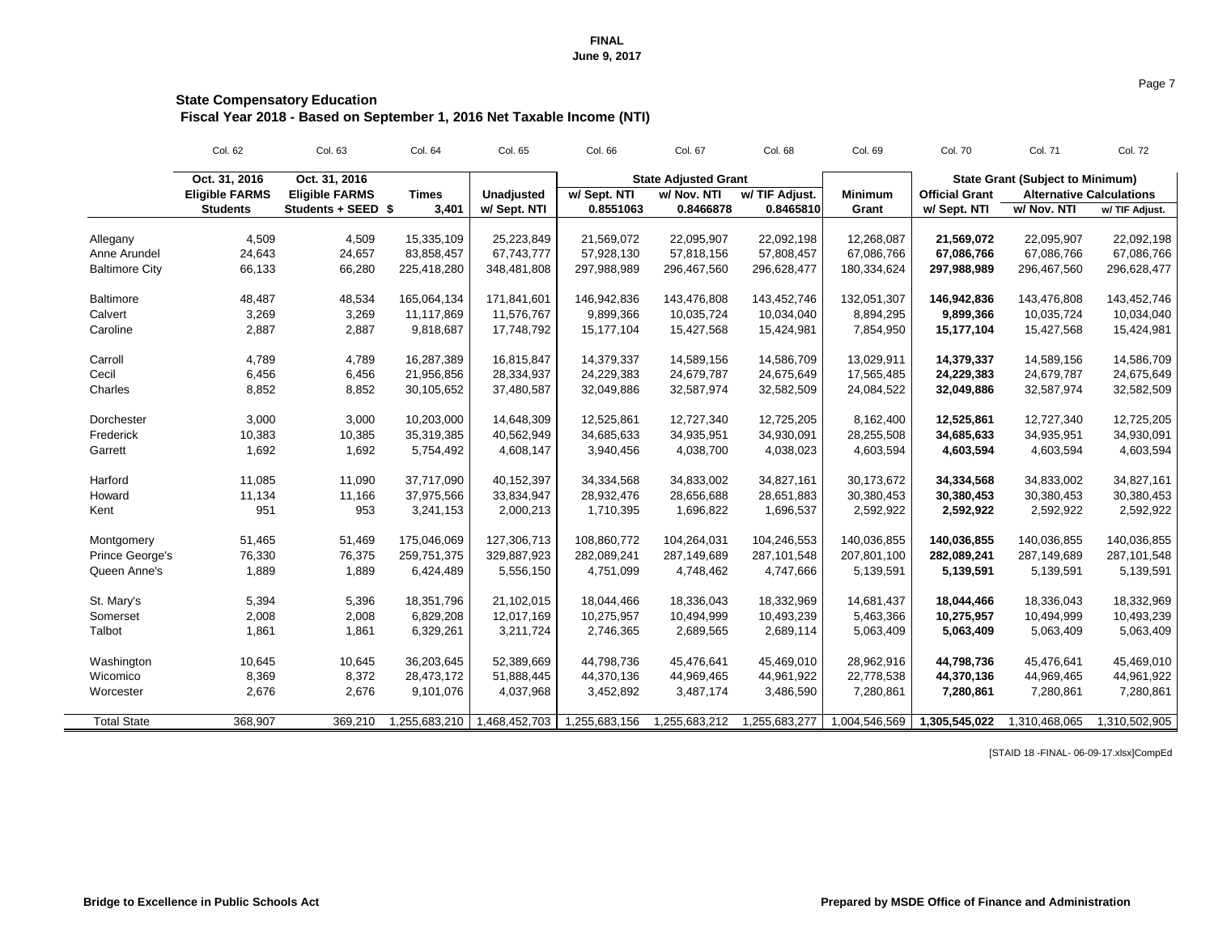FINAL
June 9, 2017

## State Compensatory Education

### Fiscal Year 2018 - Based on September 1, 2016 Net Taxable Income (NTI)

| | Col. 62 | Col. 63 | Col. 64 | Col. 65 | Col. 66 | Col. 67 | Col. 68 | Col. 69 | Col. 70 | Col. 71 | Col. 72 |
|---|---|---|---|---|---|---|---|---|---|---|---|
| | Oct. 31, 2016 | Oct. 31, 2016 | | | State Adjusted Grant | | | | State Grant (Subject to Minimum) | | |
| | Eligible FARMS | Eligible FARMS | Times | Unadjusted | w/ Sept. NTI | w/ Nov. NTI | w/ TIF Adjust. | Minimum | Official Grant | Alternative Calculations | |
| | Students | Students + SEED $ | 3,401 | w/ Sept. NTI | 0.8551063 | 0.8466878 | 0.8465810 | Grant | w/ Sept. NTI | w/ Nov. NTI | w/ TIF Adjust. |
| Allegany | 4,509 | 4,509 | 15,335,109 | 25,223,849 | 21,569,072 | 22,095,907 | 22,092,198 | 12,268,087 | **21,569,072** | 22,095,907 | 22,092,198 |
| Anne Arundel | 24,643 | 24,657 | 83,858,457 | 67,743,777 | 57,928,130 | 57,818,156 | 57,808,457 | 67,086,766 | **67,086,766** | 67,086,766 | 67,086,766 |
| Baltimore City | 66,133 | 66,280 | 225,418,280 | 348,481,808 | 297,988,989 | 296,467,560 | 296,628,477 | 180,334,624 | **297,988,989** | 296,467,560 | 296,628,477 |
| Baltimore | 48,487 | 48,534 | 165,064,134 | 171,841,601 | 146,942,836 | 143,476,808 | 143,452,746 | 132,051,307 | **146,942,836** | 143,476,808 | 143,452,746 |
| Calvert | 3,269 | 3,269 | 11,117,869 | 11,576,767 | 9,899,366 | 10,035,724 | 10,034,040 | 8,894,295 | **9,899,366** | 10,035,724 | 10,034,040 |
| Caroline | 2,887 | 2,887 | 9,818,687 | 17,748,792 | 15,177,104 | 15,427,568 | 15,424,981 | 7,854,950 | **15,177,104** | 15,427,568 | 15,424,981 |
| Carroll | 4,789 | 4,789 | 16,287,389 | 16,815,847 | 14,379,337 | 14,589,156 | 14,586,709 | 13,029,911 | **14,379,337** | 14,589,156 | 14,586,709 |
| Cecil | 6,456 | 6,456 | 21,956,856 | 28,334,937 | 24,229,383 | 24,679,787 | 24,675,649 | 17,565,485 | **24,229,383** | 24,679,787 | 24,675,649 |
| Charles | 8,852 | 8,852 | 30,105,652 | 37,480,587 | 32,049,886 | 32,587,974 | 32,582,509 | 24,084,522 | **32,049,886** | 32,587,974 | 32,582,509 |
| Dorchester | 3,000 | 3,000 | 10,203,000 | 14,648,309 | 12,525,861 | 12,727,340 | 12,725,205 | 8,162,400 | **12,525,861** | 12,727,340 | 12,725,205 |
| Frederick | 10,383 | 10,385 | 35,319,385 | 40,562,949 | 34,685,633 | 34,935,951 | 34,930,091 | 28,255,508 | **34,685,633** | 34,935,951 | 34,930,091 |
| Garrett | 1,692 | 1,692 | 5,754,492 | 4,608,147 | 3,940,456 | 4,038,700 | 4,038,023 | 4,603,594 | **4,603,594** | 4,603,594 | 4,603,594 |
| Harford | 11,085 | 11,090 | 37,717,090 | 40,152,397 | 34,334,568 | 34,833,002 | 34,827,161 | 30,173,672 | **34,334,568** | 34,833,002 | 34,827,161 |
| Howard | 11,134 | 11,166 | 37,975,566 | 33,834,947 | 28,932,476 | 28,656,688 | 28,651,883 | 30,380,453 | **30,380,453** | 30,380,453 | 30,380,453 |
| Kent | 951 | 953 | 3,241,153 | 2,000,213 | 1,710,395 | 1,696,822 | 1,696,537 | 2,592,922 | **2,592,922** | 2,592,922 | 2,592,922 |
| Montgomery | 51,465 | 51,469 | 175,046,069 | 127,306,713 | 108,860,772 | 104,264,031 | 104,246,553 | 140,036,855 | **140,036,855** | 140,036,855 | 140,036,855 |
| Prince George's | 76,330 | 76,375 | 259,751,375 | 329,887,923 | 282,089,241 | 287,149,689 | 287,101,548 | 207,801,100 | **282,089,241** | 287,149,689 | 287,101,548 |
| Queen Anne's | 1,889 | 1,889 | 6,424,489 | 5,556,150 | 4,751,099 | 4,748,462 | 4,747,666 | 5,139,591 | **5,139,591** | 5,139,591 | 5,139,591 |
| St. Mary's | 5,394 | 5,396 | 18,351,796 | 21,102,015 | 18,044,466 | 18,336,043 | 18,332,969 | 14,681,437 | **18,044,466** | 18,336,043 | 18,332,969 |
| Somerset | 2,008 | 2,008 | 6,829,208 | 12,017,169 | 10,275,957 | 10,494,999 | 10,493,239 | 5,463,366 | **10,275,957** | 10,494,999 | 10,493,239 |
| Talbot | 1,861 | 1,861 | 6,329,261 | 3,211,724 | 2,746,365 | 2,689,565 | 2,689,114 | 5,063,409 | **5,063,409** | 5,063,409 | 5,063,409 |
| Washington | 10,645 | 10,645 | 36,203,645 | 52,389,669 | 44,798,736 | 45,476,641 | 45,469,010 | 28,962,916 | **44,798,736** | 45,476,641 | 45,469,010 |
| Wicomico | 8,369 | 8,372 | 28,473,172 | 51,888,445 | 44,370,136 | 44,969,465 | 44,961,922 | 22,778,538 | **44,370,136** | 44,969,465 | 44,961,922 |
| Worcester | 2,676 | 2,676 | 9,101,076 | 4,037,968 | 3,452,892 | 3,487,174 | 3,486,590 | 7,280,861 | **7,280,861** | 7,280,861 | 7,280,861 |
| Total State | 368,907 | 369,210 | 1,255,683,210 | 1,468,452,703 | 1,255,683,156 | 1,255,683,212 | 1,255,683,277 | 1,004,546,569 | **1,305,545,022** | 1,310,468,065 | 1,310,502,905 |

[STAID 18 -FINAL- 06-09-17.xlsx]CompEd

**Bridge to Excellence in Public Schools Act** **Prepared by MSDE Office of Finance and Administration**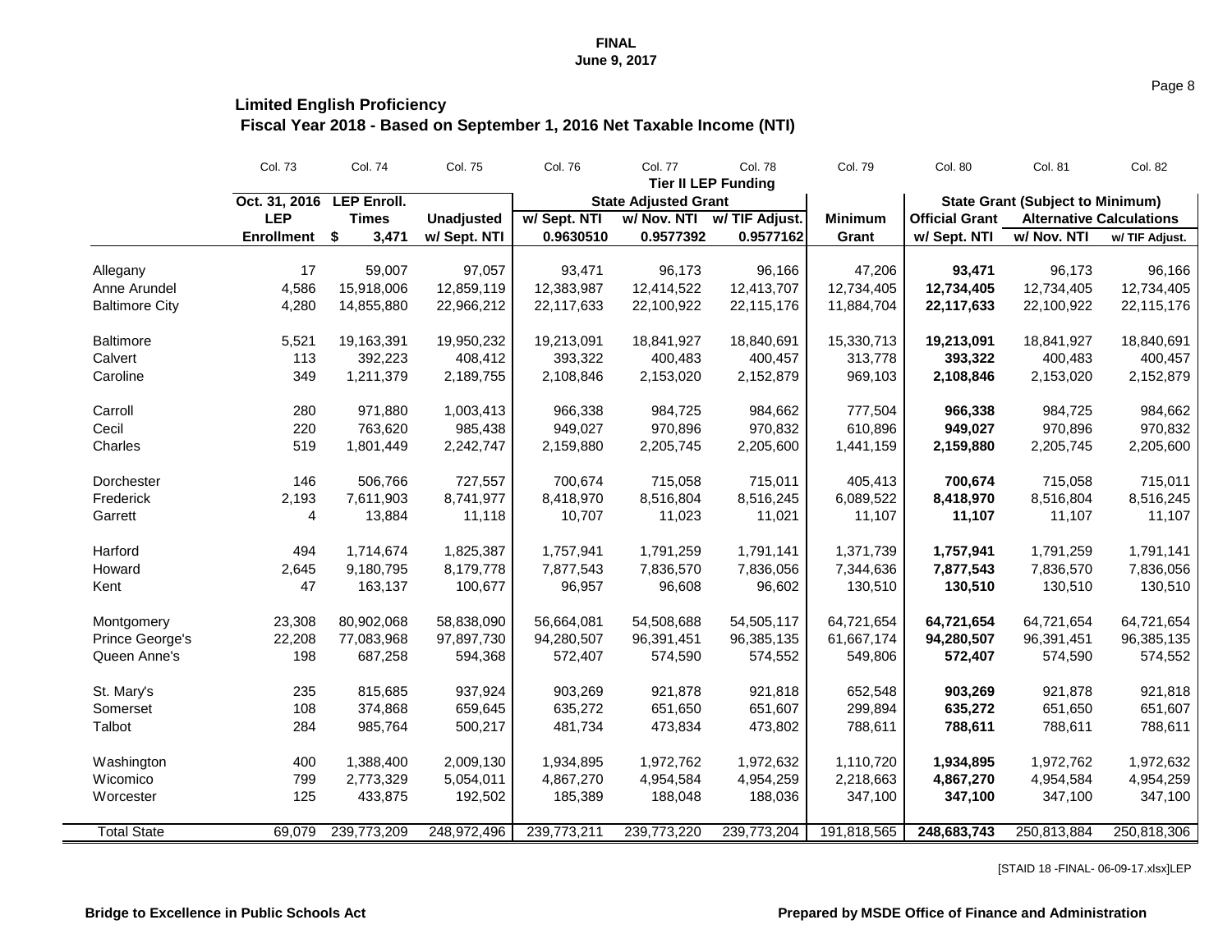FINAL
June 9, 2017

## Limited English Proficiency

### Fiscal Year 2018 - Based on September 1, 2016 Net Taxable Income (NTI)

| | Col. 73 | Col. 74 | Col. 75 | Col. 76 | Col. 77 | Col. 78 | Col. 79 | Col. 80 | Col. 81 | Col. 82 |
|---|---|---|---|---|---|---|---|---|---|---|
| | | | | Tier II LEP Funding | | | | | | |
| | Oct. 31, 2016 | LEP Enroll. | | State Adjusted Grant | | | | State Grant (Subject to Minimum) | | |
| | LEP | Times | Unadjusted | w/ Sept. NTI | w/ Nov. NTI | w/ TIF Adjust. | Minimum | Official Grant | Alternative Calculations | |
| | Enrollment | $ 3,471 | w/ Sept. NTI | 0.9630510 | 0.9577392 | 0.9577162 | Grant | w/ Sept. NTI | w/ Nov. NTI | w/ TIF Adjust. |
| Allegany | 17 | 59,007 | 97,057 | 93,471 | 96,173 | 96,166 | 47,206 | **93,471** | 96,173 | 96,166 |
| Anne Arundel | 4,586 | 15,918,006 | 12,859,119 | 12,383,987 | 12,414,522 | 12,413,707 | 12,734,405 | **12,734,405** | 12,734,405 | 12,734,405 |
| Baltimore City | 4,280 | 14,855,880 | 22,966,212 | 22,117,633 | 22,100,922 | 22,115,176 | 11,884,704 | **22,117,633** | 22,100,922 | 22,115,176 |
| Baltimore | 5,521 | 19,163,391 | 19,950,232 | 19,213,091 | 18,841,927 | 18,840,691 | 15,330,713 | **19,213,091** | 18,841,927 | 18,840,691 |
| Calvert | 113 | 392,223 | 408,412 | 393,322 | 400,483 | 400,457 | 313,778 | **393,322** | 400,483 | 400,457 |
| Caroline | 349 | 1,211,379 | 2,189,755 | 2,108,846 | 2,153,020 | 2,152,879 | 969,103 | **2,108,846** | 2,153,020 | 2,152,879 |
| Carroll | 280 | 971,880 | 1,003,413 | 966,338 | 984,725 | 984,662 | 777,504 | **966,338** | 984,725 | 984,662 |
| Cecil | 220 | 763,620 | 985,438 | 949,027 | 970,896 | 970,832 | 610,896 | **949,027** | 970,896 | 970,832 |
| Charles | 519 | 1,801,449 | 2,242,747 | 2,159,880 | 2,205,745 | 2,205,600 | 1,441,159 | **2,159,880** | 2,205,745 | 2,205,600 |
| Dorchester | 146 | 506,766 | 727,557 | 700,674 | 715,058 | 715,011 | 405,413 | **700,674** | 715,058 | 715,011 |
| Frederick | 2,193 | 7,611,903 | 8,741,977 | 8,418,970 | 8,516,804 | 8,516,245 | 6,089,522 | **8,418,970** | 8,516,804 | 8,516,245 |
| Garrett | 4 | 13,884 | 11,118 | 10,707 | 11,023 | 11,021 | 11,107 | **11,107** | 11,107 | 11,107 |
| Harford | 494 | 1,714,674 | 1,825,387 | 1,757,941 | 1,791,259 | 1,791,141 | 1,371,739 | **1,757,941** | 1,791,259 | 1,791,141 |
| Howard | 2,645 | 9,180,795 | 8,179,778 | 7,877,543 | 7,836,570 | 7,836,056 | 7,344,636 | **7,877,543** | 7,836,570 | 7,836,056 |
| Kent | 47 | 163,137 | 100,677 | 96,957 | 96,608 | 96,602 | 130,510 | **130,510** | 130,510 | 130,510 |
| Montgomery | 23,308 | 80,902,068 | 58,838,090 | 56,664,081 | 54,508,688 | 54,505,117 | 64,721,654 | **64,721,654** | 64,721,654 | 64,721,654 |
| Prince George's | 22,208 | 77,083,968 | 97,897,730 | 94,280,507 | 96,391,451 | 96,385,135 | 61,667,174 | **94,280,507** | 96,391,451 | 96,385,135 |
| Queen Anne's | 198 | 687,258 | 594,368 | 572,407 | 574,590 | 574,552 | 549,806 | **572,407** | 574,590 | 574,552 |
| St. Mary's | 235 | 815,685 | 937,924 | 903,269 | 921,878 | 921,818 | 652,548 | **903,269** | 921,878 | 921,818 |
| Somerset | 108 | 374,868 | 659,645 | 635,272 | 651,650 | 651,607 | 299,894 | **635,272** | 651,650 | 651,607 |
| Talbot | 284 | 985,764 | 500,217 | 481,734 | 473,834 | 473,802 | 788,611 | **788,611** | 788,611 | 788,611 |
| Washington | 400 | 1,388,400 | 2,009,130 | 1,934,895 | 1,972,762 | 1,972,632 | 1,110,720 | **1,934,895** | 1,972,762 | 1,972,632 |
| Wicomico | 799 | 2,773,329 | 5,054,011 | 4,867,270 | 4,954,584 | 4,954,259 | 2,218,663 | **4,867,270** | 4,954,584 | 4,954,259 |
| Worcester | 125 | 433,875 | 192,502 | 185,389 | 188,048 | 188,036 | 347,100 | **347,100** | 347,100 | 347,100 |
| Total State | 69,079 | 239,773,209 | 248,972,496 | 239,773,211 | 239,773,220 | 239,773,204 | 191,818,565 | **248,683,743** | 250,813,884 | 250,818,306 |

[STAID 18 -FINAL- 06-09-17.xlsx]LEP

**Bridge to Excellence in Public Schools Act** | **Prepared by MSDE Office of Finance and Administration**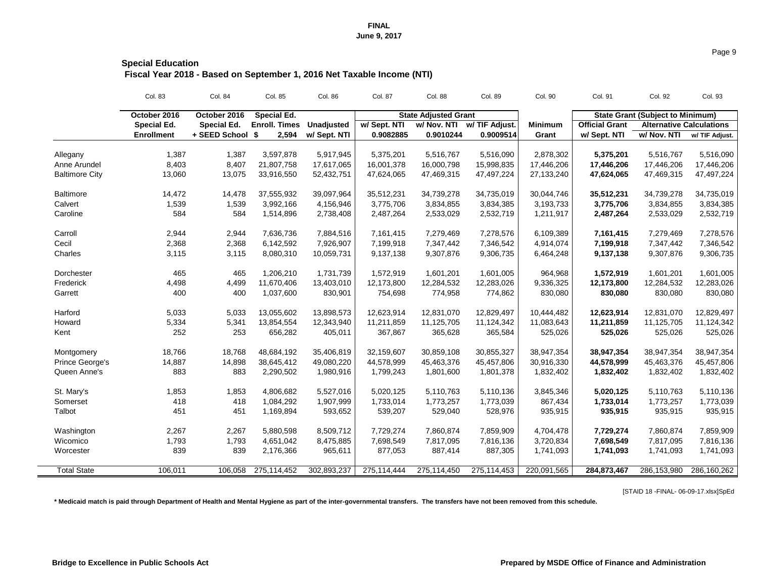FINAL
June 9, 2017

## Special Education
### Fiscal Year 2018 - Based on September 1, 2016 Net Taxable Income (NTI)

| | Col. 83 | Col. 84 | Col. 85 | Col. 86 | Col. 87 | Col. 88 | Col. 89 | Col. 90 | Col. 91 | Col. 92 | Col. 93 |
|---|---|---|---|---|---|---|---|---|---|---|---|
| | October 2016 | October 2016 | Special Ed. | | State Adjusted Grant | | | | State Grant (Subject to Minimum) | | |
| | Special Ed. | Special Ed. | Enroll. Times | Unadjusted | w/ Sept. NTI | w/ Nov. NTI | w/ TIF Adjust. | Minimum | Official Grant | Alternative Calculations | |
| | Enrollment | + SEED School | $ 2,594 | w/ Sept. NTI | 0.9082885 | 0.9010244 | 0.9009514 | Grant | w/ Sept. NTI | w/ Nov. NTI | w/ TIF Adjust. |
| Allegany | 1,387 | 1,387 | 3,597,878 | 5,917,945 | 5,375,201 | 5,516,767 | 5,516,090 | 2,878,302 | **5,375,201** | 5,516,767 | 5,516,090 |
| Anne Arundel | 8,403 | 8,407 | 21,807,758 | 17,617,065 | 16,001,378 | 16,000,798 | 15,998,835 | 17,446,206 | **17,446,206** | 17,446,206 | 17,446,206 |
| Baltimore City | 13,060 | 13,075 | 33,916,550 | 52,432,751 | 47,624,065 | 47,469,315 | 47,497,224 | 27,133,240 | **47,624,065** | 47,469,315 | 47,497,224 |
| Baltimore | 14,472 | 14,478 | 37,555,932 | 39,097,964 | 35,512,231 | 34,739,278 | 34,735,019 | 30,044,746 | **35,512,231** | 34,739,278 | 34,735,019 |
| Calvert | 1,539 | 1,539 | 3,992,166 | 4,156,946 | 3,775,706 | 3,834,855 | 3,834,385 | 3,193,733 | **3,775,706** | 3,834,855 | 3,834,385 |
| Caroline | 584 | 584 | 1,514,896 | 2,738,408 | 2,487,264 | 2,533,029 | 2,532,719 | 1,211,917 | **2,487,264** | 2,533,029 | 2,532,719 |
| Carroll | 2,944 | 2,944 | 7,636,736 | 7,884,516 | 7,161,415 | 7,279,469 | 7,278,576 | 6,109,389 | **7,161,415** | 7,279,469 | 7,278,576 |
| Cecil | 2,368 | 2,368 | 6,142,592 | 7,926,907 | 7,199,918 | 7,347,442 | 7,346,542 | 4,914,074 | **7,199,918** | 7,347,442 | 7,346,542 |
| Charles | 3,115 | 3,115 | 8,080,310 | 10,059,731 | 9,137,138 | 9,307,876 | 9,306,735 | 6,464,248 | **9,137,138** | 9,307,876 | 9,306,735 |
| Dorchester | 465 | 465 | 1,206,210 | 1,731,739 | 1,572,919 | 1,601,201 | 1,601,005 | 964,968 | **1,572,919** | 1,601,201 | 1,601,005 |
| Frederick | 4,498 | 4,499 | 11,670,406 | 13,403,010 | 12,173,800 | 12,284,532 | 12,283,026 | 9,336,325 | **12,173,800** | 12,284,532 | 12,283,026 |
| Garrett | 400 | 400 | 1,037,600 | 830,901 | 754,698 | 774,958 | 774,862 | 830,080 | **830,080** | 830,080 | 830,080 |
| Harford | 5,033 | 5,033 | 13,055,602 | 13,898,573 | 12,623,914 | 12,831,070 | 12,829,497 | 10,444,482 | **12,623,914** | 12,831,070 | 12,829,497 |
| Howard | 5,334 | 5,341 | 13,854,554 | 12,343,940 | 11,211,859 | 11,125,705 | 11,124,342 | 11,083,643 | **11,211,859** | 11,125,705 | 11,124,342 |
| Kent | 252 | 253 | 656,282 | 405,011 | 367,867 | 365,628 | 365,584 | 525,026 | **525,026** | 525,026 | 525,026 |
| Montgomery | 18,766 | 18,768 | 48,684,192 | 35,406,819 | 32,159,607 | 30,859,108 | 30,855,327 | 38,947,354 | **38,947,354** | 38,947,354 | 38,947,354 |
| Prince George's | 14,887 | 14,898 | 38,645,412 | 49,080,220 | 44,578,999 | 45,463,376 | 45,457,806 | 30,916,330 | **44,578,999** | 45,463,376 | 45,457,806 |
| Queen Anne's | 883 | 883 | 2,290,502 | 1,980,916 | 1,799,243 | 1,801,600 | 1,801,378 | 1,832,402 | **1,832,402** | 1,832,402 | 1,832,402 |
| St. Mary's | 1,853 | 1,853 | 4,806,682 | 5,527,016 | 5,020,125 | 5,110,763 | 5,110,136 | 3,845,346 | **5,020,125** | 5,110,763 | 5,110,136 |
| Somerset | 418 | 418 | 1,084,292 | 1,907,999 | 1,733,014 | 1,773,257 | 1,773,039 | 867,434 | **1,733,014** | 1,773,257 | 1,773,039 |
| Talbot | 451 | 451 | 1,169,894 | 593,652 | 539,207 | 529,040 | 528,976 | 935,915 | **935,915** | 935,915 | 935,915 |
| Washington | 2,267 | 2,267 | 5,880,598 | 8,509,712 | 7,729,274 | 7,860,874 | 7,859,909 | 4,704,478 | **7,729,274** | 7,860,874 | 7,859,909 |
| Wicomico | 1,793 | 1,793 | 4,651,042 | 8,475,885 | 7,698,549 | 7,817,095 | 7,816,136 | 3,720,834 | **7,698,549** | 7,817,095 | 7,816,136 |
| Worcester | 839 | 839 | 2,176,366 | 965,611 | 877,053 | 887,414 | 887,305 | 1,741,093 | **1,741,093** | 1,741,093 | 1,741,093 |
| Total State | 106,011 | 106,058 | 275,114,452 | 302,893,237 | 275,114,444 | 275,114,450 | 275,114,453 | 220,091,565 | **284,873,467** | 286,153,980 | 286,160,262 |

[STAID 18 -FINAL- 06-09-17.xlsx]SpEd

**\* Medicaid match is paid through Department of Health and Mental Hygiene as part of the inter-governmental transfers. The transfers have not been removed from this schedule.**

**Bridge to Excellence in Public Schools Act** | **Prepared by MSDE Office of Finance and Administration**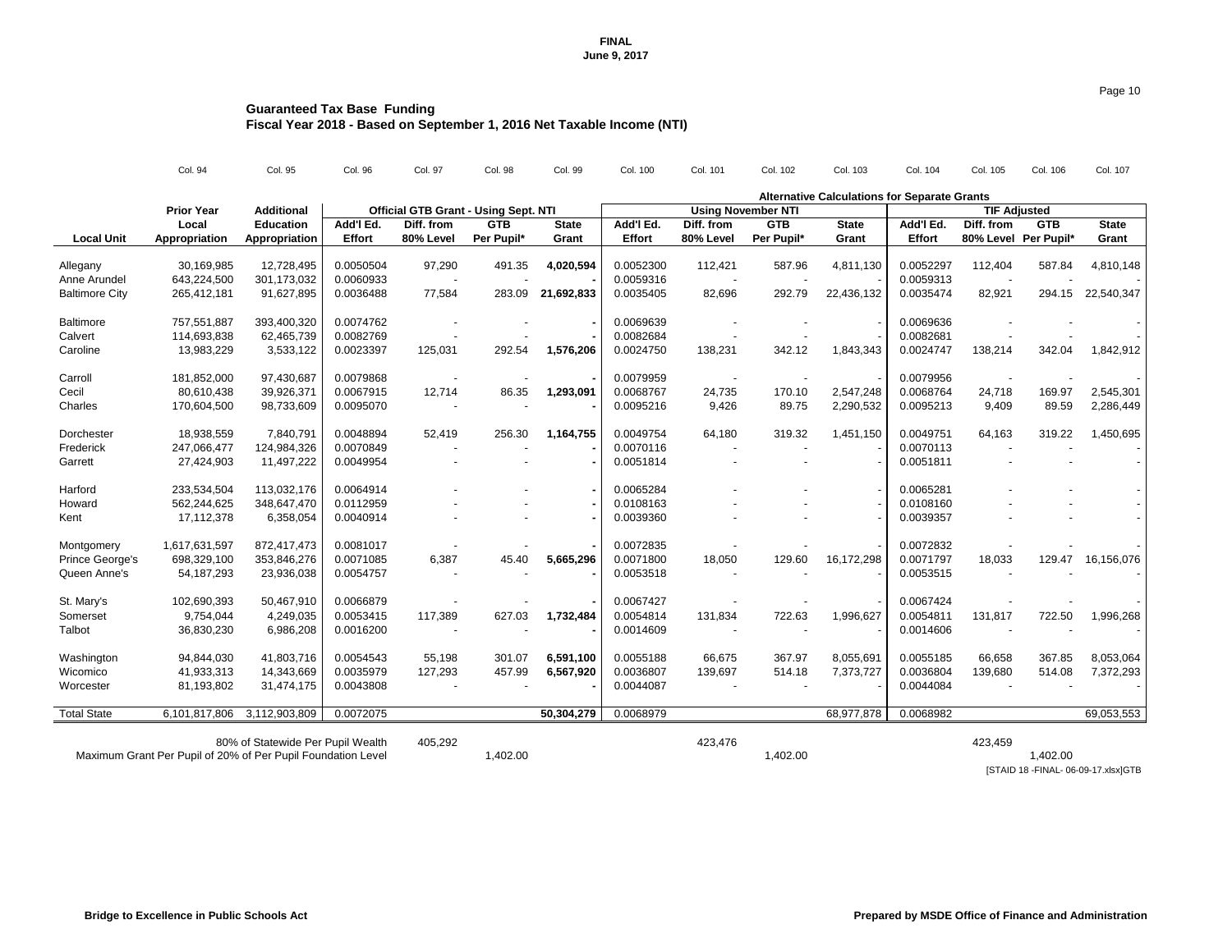FINAL
June 9, 2017

## Guaranteed Tax Base Funding
### Fiscal Year 2018 - Based on September 1, 2016 Net Taxable Income (NTI)

| | Col. 94 | Col. 95 | Col. 96 | Col. 97 | Col. 98 | Col. 99 | Col. 100 | Col. 101 | Col. 102 | Col. 103 | Col. 104 | Col. 105 | Col. 106 | Col. 107 |
|---|---|---|---|---|---|---|---|---|---|---|---|---|---|---|
| | | | | | | | Alternative Calculations for Separate Grants | | | | | | | |
| | Prior Year | Additional | Official GTB Grant - Using Sept. NTI | | | | Using November NTI | | | | TIF Adjusted | | | |
| Local Unit | Local Appropriation | Education Appropriation | Add'l Ed. Effort | Diff. from 80% Level | GTB Per Pupil* | State Grant | Add'l Ed. Effort | Diff. from 80% Level | GTB Per Pupil* | State Grant | Add'l Ed. Effort | Diff. from 80% Level | GTB Per Pupil* | State Grant |
| Allegany | 30,169,985 | 12,728,495 | 0.0050504 | 97,290 | 491.35 | **4,020,594** | 0.0052300 | 112,421 | 587.96 | 4,811,130 | 0.0052297 | 112,404 | 587.84 | 4,810,148 |
| Anne Arundel | 643,224,500 | 301,173,032 | 0.0060933 | - | - | **-** | 0.0059316 | - | - | - | 0.0059313 | - | - | - |
| Baltimore City | 265,412,181 | 91,627,895 | 0.0036488 | 77,584 | 283.09 | **21,692,833** | 0.0035405 | 82,696 | 292.79 | 22,436,132 | 0.0035474 | 82,921 | 294.15 | 22,540,347 |
| Baltimore | 757,551,887 | 393,400,320 | 0.0074762 | - | - | **-** | 0.0069639 | - | - | - | 0.0069636 | - | - | - |
| Calvert | 114,693,838 | 62,465,739 | 0.0082769 | - | - | **-** | 0.0082684 | - | - | - | 0.0082681 | - | - | - |
| Caroline | 13,983,229 | 3,533,122 | 0.0023397 | 125,031 | 292.54 | **1,576,206** | 0.0024750 | 138,231 | 342.12 | 1,843,343 | 0.0024747 | 138,214 | 342.04 | 1,842,912 |
| Carroll | 181,852,000 | 97,430,687 | 0.0079868 | - | - | **-** | 0.0079959 | - | - | - | 0.0079956 | - | - | - |
| Cecil | 80,610,438 | 39,926,371 | 0.0067915 | 12,714 | 86.35 | **1,293,091** | 0.0068767 | 24,735 | 170.10 | 2,547,248 | 0.0068764 | 24,718 | 169.97 | 2,545,301 |
| Charles | 170,604,500 | 98,733,609 | 0.0095070 | - | - | **-** | 0.0095216 | 9,426 | 89.75 | 2,290,532 | 0.0095213 | 9,409 | 89.59 | 2,286,449 |
| Dorchester | 18,938,559 | 7,840,791 | 0.0048894 | 52,419 | 256.30 | **1,164,755** | 0.0049754 | 64,180 | 319.32 | 1,451,150 | 0.0049751 | 64,163 | 319.22 | 1,450,695 |
| Frederick | 247,066,477 | 124,984,326 | 0.0070849 | - | - | **-** | 0.0070116 | - | - | - | 0.0070113 | - | - | - |
| Garrett | 27,424,903 | 11,497,222 | 0.0049954 | - | - | **-** | 0.0051814 | - | - | - | 0.0051811 | - | - | - |
| Harford | 233,534,504 | 113,032,176 | 0.0064914 | - | - | **-** | 0.0065284 | - | - | - | 0.0065281 | - | - | - |
| Howard | 562,244,625 | 348,647,470 | 0.0112959 | - | - | **-** | 0.0108163 | - | - | - | 0.0108160 | - | - | - |
| Kent | 17,112,378 | 6,358,054 | 0.0040914 | - | - | **-** | 0.0039360 | - | - | - | 0.0039357 | - | - | - |
| Montgomery | 1,617,631,597 | 872,417,473 | 0.0081017 | - | - | **-** | 0.0072835 | - | - | - | 0.0072832 | - | - | - |
| Prince George's | 698,329,100 | 353,846,276 | 0.0071085 | 6,387 | 45.40 | **5,665,296** | 0.0071800 | 18,050 | 129.60 | 16,172,298 | 0.0071797 | 18,033 | 129.47 | 16,156,076 |
| Queen Anne's | 54,187,293 | 23,936,038 | 0.0054757 | - | - | **-** | 0.0053518 | - | - | - | 0.0053515 | - | - | - |
| St. Mary's | 102,690,393 | 50,467,910 | 0.0066879 | - | - | **-** | 0.0067427 | - | - | - | 0.0067424 | - | - | - |
| Somerset | 9,754,044 | 4,249,035 | 0.0053415 | 117,389 | 627.03 | **1,732,484** | 0.0054814 | 131,834 | 722.63 | 1,996,627 | 0.0054811 | 131,817 | 722.50 | 1,996,268 |
| Talbot | 36,830,230 | 6,986,208 | 0.0016200 | - | - | **-** | 0.0014609 | - | - | - | 0.0014606 | - | - | - |
| Washington | 94,844,030 | 41,803,716 | 0.0054543 | 55,198 | 301.07 | **6,591,100** | 0.0055188 | 66,675 | 367.97 | 8,055,691 | 0.0055185 | 66,658 | 367.85 | 8,053,064 |
| Wicomico | 41,933,313 | 14,343,669 | 0.0035979 | 127,293 | 457.99 | **6,567,920** | 0.0036807 | 139,697 | 514.18 | 7,373,727 | 0.0036804 | 139,680 | 514.08 | 7,372,293 |
| Worcester | 81,193,802 | 31,474,175 | 0.0043808 | - | - | **-** | 0.0044087 | - | - | - | 0.0044084 | - | - | - |
| Total State | 6,101,817,806 | 3,112,903,809 | 0.0072075 | | | **50,304,279** | 0.0068979 | | | 68,977,878 | 0.0068982 | | | 69,053,553 |
| 80% of Statewide Per Pupil Wealth | | | | 405,292 | | | | 423,476 | | | | 423,459 | | |
| Maximum Grant Per Pupil of 20% of Per Pupil Foundation Level | | | | | 1,402.00 | | | | 1,402.00 | | | | 1,402.00 | |

[STAID 18 -FINAL- 06-09-17.xlsx]GTB

Bridge to Excellence in Public Schools Act

Prepared by MSDE Office of Finance and Administration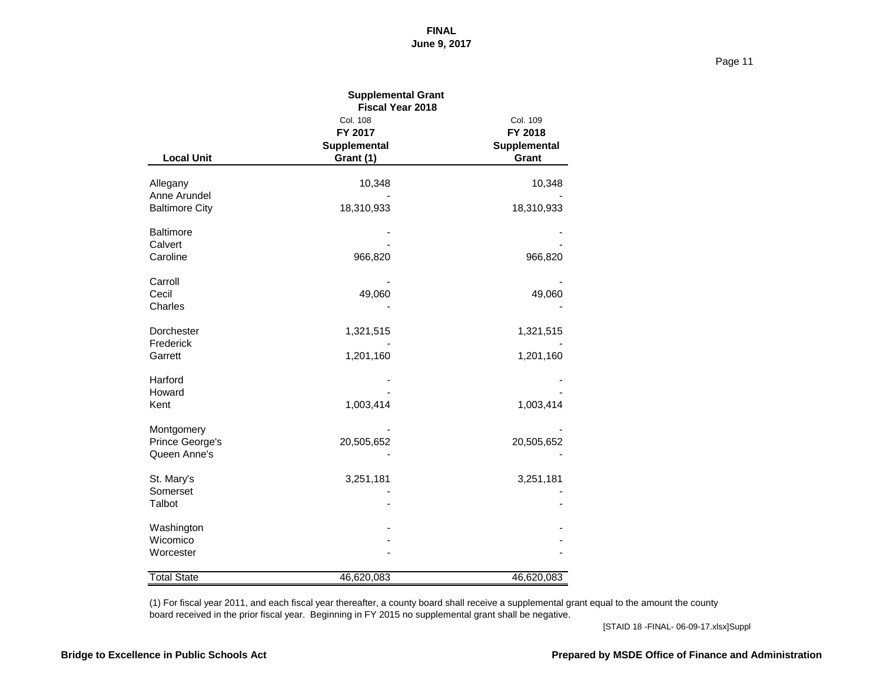**FINAL**
**June 9, 2017**

## Supplemental Grant
### Fiscal Year 2018

| Local Unit | Col. 108 FY 2017 Supplemental Grant (1) | Col. 109 FY 2018 Supplemental Grant |
|---|---|---|
| Allegany | 10,348 | 10,348 |
| Anne Arundel | - | - |
| Baltimore City | 18,310,933 | 18,310,933 |
| Baltimore | - | - |
| Calvert | - | - |
| Caroline | 966,820 | 966,820 |
| Carroll | - | - |
| Cecil | 49,060 | 49,060 |
| Charles | - | - |
| Dorchester | 1,321,515 | 1,321,515 |
| Frederick | - | - |
| Garrett | 1,201,160 | 1,201,160 |
| Harford | - | - |
| Howard | - | - |
| Kent | 1,003,414 | 1,003,414 |
| Montgomery | - | - |
| Prince George's | 20,505,652 | 20,505,652 |
| Queen Anne's | - | - |
| St. Mary's | 3,251,181 | 3,251,181 |
| Somerset | - | - |
| Talbot | - | - |
| Washington | - | - |
| Wicomico | - | - |
| Worcester | - | - |
| Total State | 46,620,083 | 46,620,083 |

(1) For fiscal year 2011, and each fiscal year thereafter, a county board shall receive a supplemental grant equal to the amount the county board received in the prior fiscal year. Beginning in FY 2015 no supplemental grant shall be negative.

[STAID 18 -FINAL- 06-09-17.xlsx]Suppl

Bridge to Excellence in Public Schools Act

Prepared by MSDE Office of Finance and Administration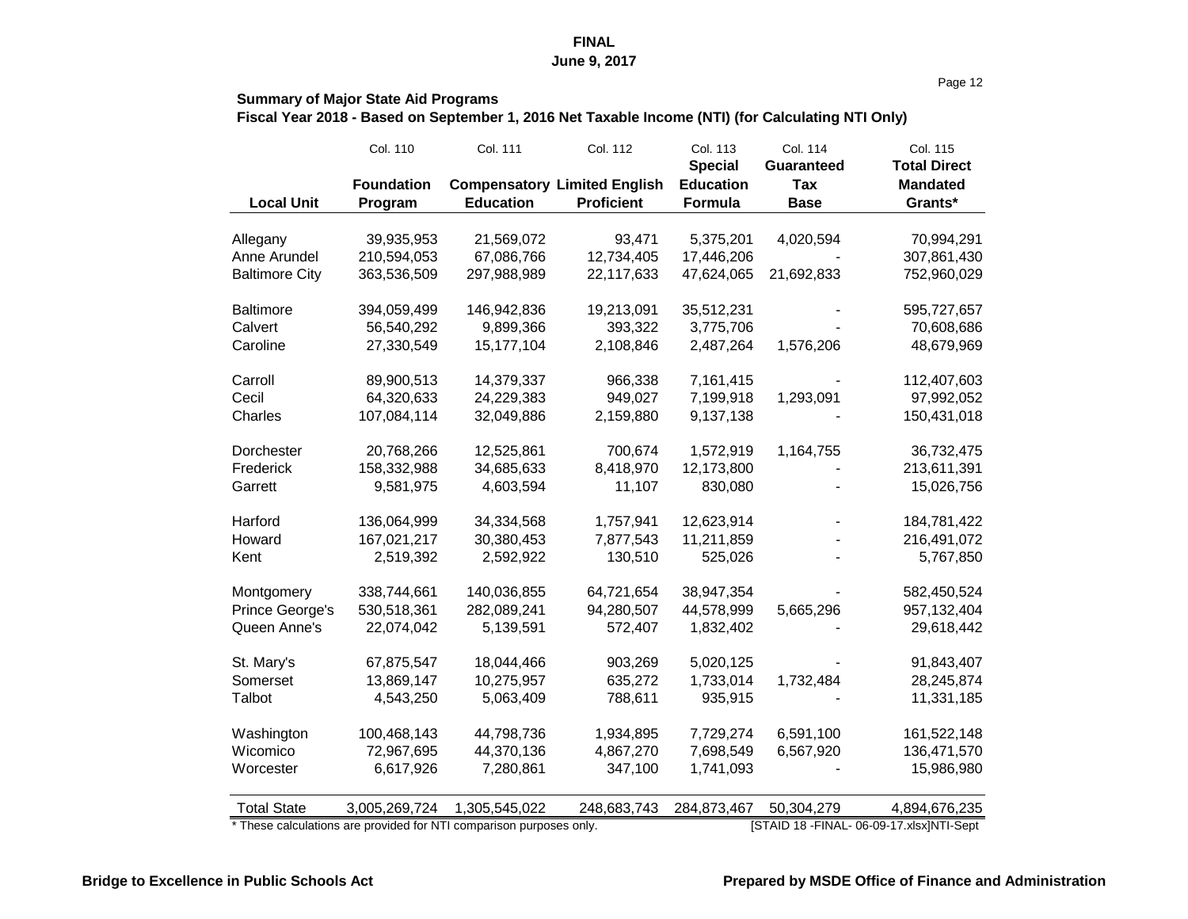**FINAL**
**June 9, 2017**

**Summary of Major State Aid Programs**
**Fiscal Year 2018 - Based on September 1, 2016 Net Taxable Income (NTI) (for Calculating NTI Only)**

| Local Unit | Col. 110 Foundation Program | Col. 111 Compensatory Education | Col. 112 Limited English Proficient | Col. 113 Special Education Formula | Col. 114 Guaranteed Tax Base | Col. 115 Total Direct Mandated Grants* |
|---|---|---|---|---|---|---|
| Allegany | 39,935,953 | 21,569,072 | 93,471 | 5,375,201 | 4,020,594 | 70,994,291 |
| Anne Arundel | 210,594,053 | 67,086,766 | 12,734,405 | 17,446,206 | - | 307,861,430 |
| Baltimore City | 363,536,509 | 297,988,989 | 22,117,633 | 47,624,065 | 21,692,833 | 752,960,029 |
| Baltimore | 394,059,499 | 146,942,836 | 19,213,091 | 35,512,231 | - | 595,727,657 |
| Calvert | 56,540,292 | 9,899,366 | 393,322 | 3,775,706 | - | 70,608,686 |
| Caroline | 27,330,549 | 15,177,104 | 2,108,846 | 2,487,264 | 1,576,206 | 48,679,969 |
| Carroll | 89,900,513 | 14,379,337 | 966,338 | 7,161,415 | - | 112,407,603 |
| Cecil | 64,320,633 | 24,229,383 | 949,027 | 7,199,918 | 1,293,091 | 97,992,052 |
| Charles | 107,084,114 | 32,049,886 | 2,159,880 | 9,137,138 | - | 150,431,018 |
| Dorchester | 20,768,266 | 12,525,861 | 700,674 | 1,572,919 | 1,164,755 | 36,732,475 |
| Frederick | 158,332,988 | 34,685,633 | 8,418,970 | 12,173,800 | - | 213,611,391 |
| Garrett | 9,581,975 | 4,603,594 | 11,107 | 830,080 | - | 15,026,756 |
| Harford | 136,064,999 | 34,334,568 | 1,757,941 | 12,623,914 | - | 184,781,422 |
| Howard | 167,021,217 | 30,380,453 | 7,877,543 | 11,211,859 | - | 216,491,072 |
| Kent | 2,519,392 | 2,592,922 | 130,510 | 525,026 | - | 5,767,850 |
| Montgomery | 338,744,661 | 140,036,855 | 64,721,654 | 38,947,354 | - | 582,450,524 |
| Prince George's | 530,518,361 | 282,089,241 | 94,280,507 | 44,578,999 | 5,665,296 | 957,132,404 |
| Queen Anne's | 22,074,042 | 5,139,591 | 572,407 | 1,832,402 | - | 29,618,442 |
| St. Mary's | 67,875,547 | 18,044,466 | 903,269 | 5,020,125 | - | 91,843,407 |
| Somerset | 13,869,147 | 10,275,957 | 635,272 | 1,733,014 | 1,732,484 | 28,245,874 |
| Talbot | 4,543,250 | 5,063,409 | 788,611 | 935,915 | - | 11,331,185 |
| Washington | 100,468,143 | 44,798,736 | 1,934,895 | 7,729,274 | 6,591,100 | 161,522,148 |
| Wicomico | 72,967,695 | 44,370,136 | 4,867,270 | 7,698,549 | 6,567,920 | 136,471,570 |
| Worcester | 6,617,926 | 7,280,861 | 347,100 | 1,741,093 | - | 15,986,980 |
| Total State | 3,005,269,724 | 1,305,545,022 | 248,683,743 | 284,873,467 | 50,304,279 | 4,894,676,235 |

* These calculations are provided for NTI comparison purposes only.

[STAID 18 -FINAL- 06-09-17.xlsx]NTI-Sept

**Bridge to Excellence in Public Schools Act** **Prepared by MSDE Office of Finance and Administration**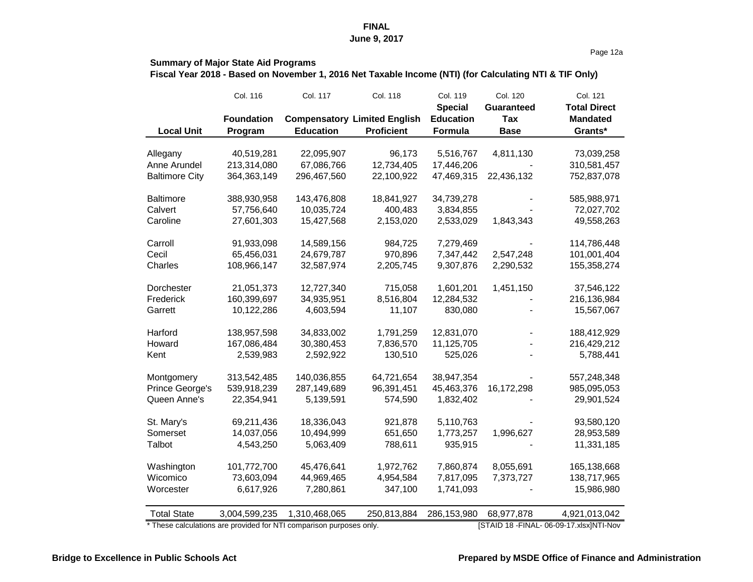**FINAL**
**June 9, 2017**

**Summary of Major State Aid Programs**
**Fiscal Year 2018 - Based on November 1, 2016 Net Taxable Income (NTI) (for Calculating NTI & TIF Only)**

| | Col. 116 | Col. 117 | Col. 118 | Col. 119 | Col. 120 | Col. 121 |
|---|---|---|---|---|---|---|
| **Local Unit** | **Foundation Program** | **Compensatory Education** | **Limited English Proficient** | **Special Education Formula** | **Guaranteed Tax Base** | **Total Direct Mandated Grants*** |
| Allegany | 40,519,281 | 22,095,907 | 96,173 | 5,516,767 | 4,811,130 | 73,039,258 |
| Anne Arundel | 213,314,080 | 67,086,766 | 12,734,405 | 17,446,206 | - | 310,581,457 |
| Baltimore City | 364,363,149 | 296,467,560 | 22,100,922 | 47,469,315 | 22,436,132 | 752,837,078 |
| Baltimore | 388,930,958 | 143,476,808 | 18,841,927 | 34,739,278 | - | 585,988,971 |
| Calvert | 57,756,640 | 10,035,724 | 400,483 | 3,834,855 | - | 72,027,702 |
| Caroline | 27,601,303 | 15,427,568 | 2,153,020 | 2,533,029 | 1,843,343 | 49,558,263 |
| Carroll | 91,933,098 | 14,589,156 | 984,725 | 7,279,469 | - | 114,786,448 |
| Cecil | 65,456,031 | 24,679,787 | 970,896 | 7,347,442 | 2,547,248 | 101,001,404 |
| Charles | 108,966,147 | 32,587,974 | 2,205,745 | 9,307,876 | 2,290,532 | 155,358,274 |
| Dorchester | 21,051,373 | 12,727,340 | 715,058 | 1,601,201 | 1,451,150 | 37,546,122 |
| Frederick | 160,399,697 | 34,935,951 | 8,516,804 | 12,284,532 | - | 216,136,984 |
| Garrett | 10,122,286 | 4,603,594 | 11,107 | 830,080 | - | 15,567,067 |
| Harford | 138,957,598 | 34,833,002 | 1,791,259 | 12,831,070 | - | 188,412,929 |
| Howard | 167,086,484 | 30,380,453 | 7,836,570 | 11,125,705 | - | 216,429,212 |
| Kent | 2,539,983 | 2,592,922 | 130,510 | 525,026 | - | 5,788,441 |
| Montgomery | 313,542,485 | 140,036,855 | 64,721,654 | 38,947,354 | - | 557,248,348 |
| Prince George's | 539,918,239 | 287,149,689 | 96,391,451 | 45,463,376 | 16,172,298 | 985,095,053 |
| Queen Anne's | 22,354,941 | 5,139,591 | 574,590 | 1,832,402 | - | 29,901,524 |
| St. Mary's | 69,211,436 | 18,336,043 | 921,878 | 5,110,763 | - | 93,580,120 |
| Somerset | 14,037,056 | 10,494,999 | 651,650 | 1,773,257 | 1,996,627 | 28,953,589 |
| Talbot | 4,543,250 | 5,063,409 | 788,611 | 935,915 | - | 11,331,185 |
| Washington | 101,772,700 | 45,476,641 | 1,972,762 | 7,860,874 | 8,055,691 | 165,138,668 |
| Wicomico | 73,603,094 | 44,969,465 | 4,954,584 | 7,817,095 | 7,373,727 | 138,717,965 |
| Worcester | 6,617,926 | 7,280,861 | 347,100 | 1,741,093 | - | 15,986,980 |
| Total State | 3,004,599,235 | 1,310,468,065 | 250,813,884 | 286,153,980 | 68,977,878 | 4,921,013,042 |

* These calculations are provided for NTI comparison purposes only.

[STAID 18 -FINAL- 06-09-17.xlsx]NTI-Nov

**Bridge to Excellence in Public Schools Act** **Prepared by MSDE Office of Finance and Administration**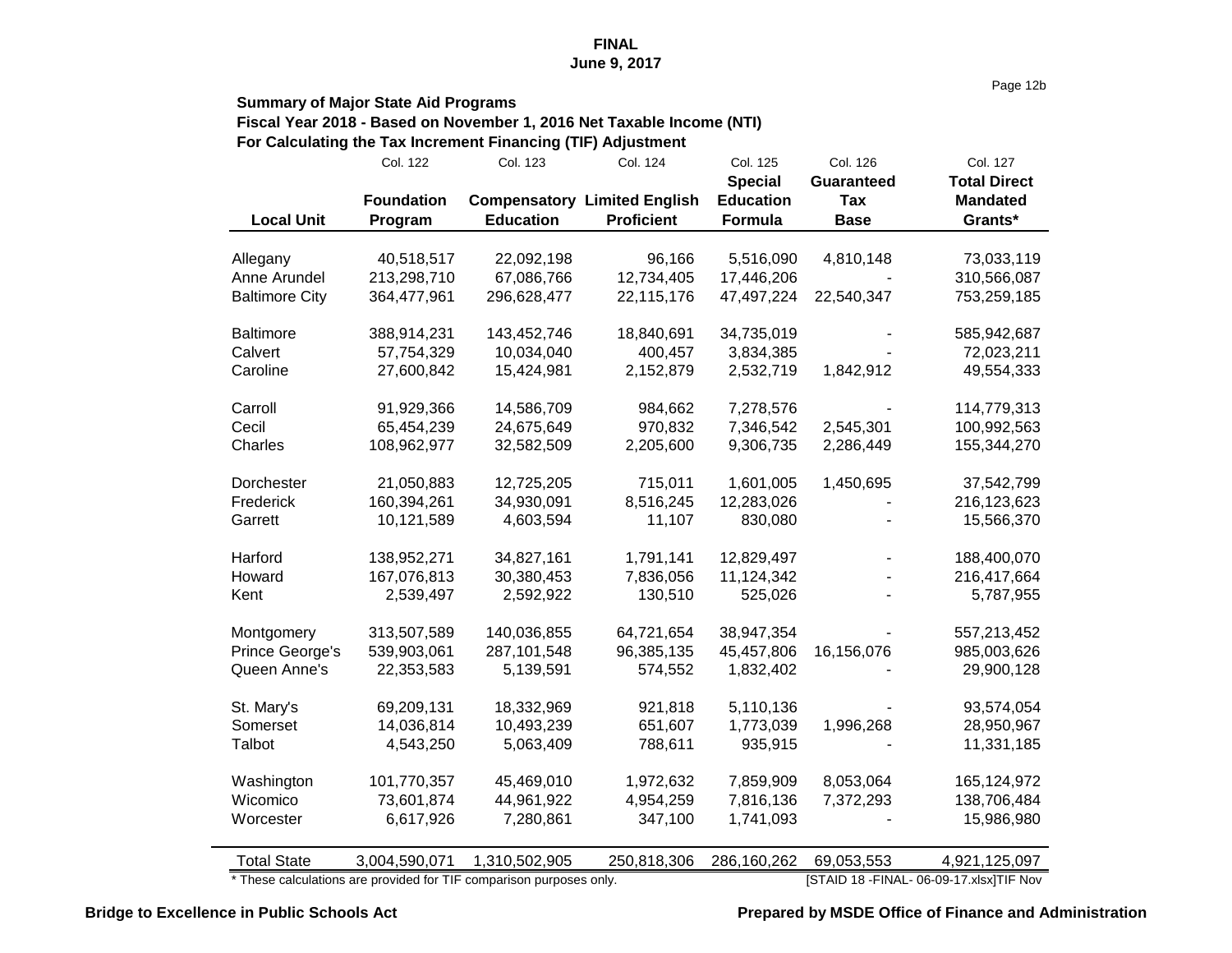**FINAL**
**June 9, 2017**

**Summary of Major State Aid Programs**
**Fiscal Year 2018 - Based on November 1, 2016 Net Taxable Income (NTI)**
**For Calculating the Tax Increment Financing (TIF) Adjustment**

| | Col. 122 | Col. 123 | Col. 124 | Col. 125 | Col. 126 | Col. 127 |
|---|---|---|---|---|---|---|
| **Local Unit** | **Foundation Program** | **Compensatory Education** | **Limited English Proficient** | **Special Education Formula** | **Guaranteed Tax Base** | **Total Direct Mandated Grants*** |
| Allegany | 40,518,517 | 22,092,198 | 96,166 | 5,516,090 | 4,810,148 | 73,033,119 |
| Anne Arundel | 213,298,710 | 67,086,766 | 12,734,405 | 17,446,206 | - | 310,566,087 |
| Baltimore City | 364,477,961 | 296,628,477 | 22,115,176 | 47,497,224 | 22,540,347 | 753,259,185 |
| Baltimore | 388,914,231 | 143,452,746 | 18,840,691 | 34,735,019 | - | 585,942,687 |
| Calvert | 57,754,329 | 10,034,040 | 400,457 | 3,834,385 | - | 72,023,211 |
| Caroline | 27,600,842 | 15,424,981 | 2,152,879 | 2,532,719 | 1,842,912 | 49,554,333 |
| Carroll | 91,929,366 | 14,586,709 | 984,662 | 7,278,576 | - | 114,779,313 |
| Cecil | 65,454,239 | 24,675,649 | 970,832 | 7,346,542 | 2,545,301 | 100,992,563 |
| Charles | 108,962,977 | 32,582,509 | 2,205,600 | 9,306,735 | 2,286,449 | 155,344,270 |
| Dorchester | 21,050,883 | 12,725,205 | 715,011 | 1,601,005 | 1,450,695 | 37,542,799 |
| Frederick | 160,394,261 | 34,930,091 | 8,516,245 | 12,283,026 | - | 216,123,623 |
| Garrett | 10,121,589 | 4,603,594 | 11,107 | 830,080 | - | 15,566,370 |
| Harford | 138,952,271 | 34,827,161 | 1,791,141 | 12,829,497 | - | 188,400,070 |
| Howard | 167,076,813 | 30,380,453 | 7,836,056 | 11,124,342 | - | 216,417,664 |
| Kent | 2,539,497 | 2,592,922 | 130,510 | 525,026 | - | 5,787,955 |
| Montgomery | 313,507,589 | 140,036,855 | 64,721,654 | 38,947,354 | - | 557,213,452 |
| Prince George's | 539,903,061 | 287,101,548 | 96,385,135 | 45,457,806 | 16,156,076 | 985,003,626 |
| Queen Anne's | 22,353,583 | 5,139,591 | 574,552 | 1,832,402 | - | 29,900,128 |
| St. Mary's | 69,209,131 | 18,332,969 | 921,818 | 5,110,136 | - | 93,574,054 |
| Somerset | 14,036,814 | 10,493,239 | 651,607 | 1,773,039 | 1,996,268 | 28,950,967 |
| Talbot | 4,543,250 | 5,063,409 | 788,611 | 935,915 | - | 11,331,185 |
| Washington | 101,770,357 | 45,469,010 | 1,972,632 | 7,859,909 | 8,053,064 | 165,124,972 |
| Wicomico | 73,601,874 | 44,961,922 | 4,954,259 | 7,816,136 | 7,372,293 | 138,706,484 |
| Worcester | 6,617,926 | 7,280,861 | 347,100 | 1,741,093 | - | 15,986,980 |
| Total State | 3,004,590,071 | 1,310,502,905 | 250,818,306 | 286,160,262 | 69,053,553 | 4,921,125,097 |

* These calculations are provided for TIF comparison purposes only.

[STAID 18 -FINAL- 06-09-17.xlsx]TIF Nov

**Bridge to Excellence in Public Schools Act** **Prepared by MSDE Office of Finance and Administration**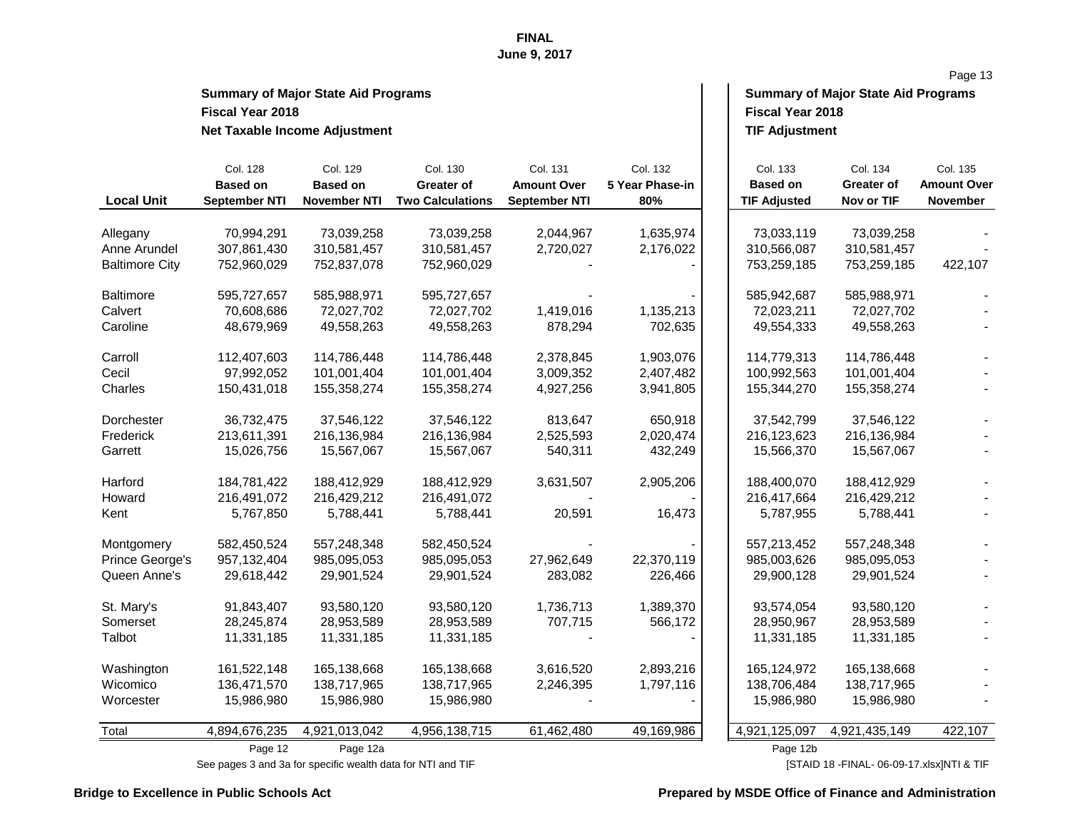**FINAL**
**June 9, 2017**

## Summary of Major State Aid Programs
### Fiscal Year 2018
### Net Taxable Income Adjustment / TIF Adjustment

| Local Unit | Col. 128 Based on September NTI | Col. 129 Based on November NTI | Col. 130 Greater of Two Calculations | Col. 131 Amount Over September NTI | Col. 132 5 Year Phase-in 80% | Col. 133 Based on TIF Adjusted | Col. 134 Greater of Nov or TIF | Col. 135 Amount Over November |
|---|---|---|---|---|---|---|---|---|
| Allegany | 70,994,291 | 73,039,258 | 73,039,258 | 2,044,967 | 1,635,974 | 73,033,119 | 73,039,258 | - |
| Anne Arundel | 307,861,430 | 310,581,457 | 310,581,457 | 2,720,027 | 2,176,022 | 310,566,087 | 310,581,457 | - |
| Baltimore City | 752,960,029 | 752,837,078 | 752,960,029 | - | - | 753,259,185 | 753,259,185 | 422,107 |
| Baltimore | 595,727,657 | 585,988,971 | 595,727,657 | - | - | 585,942,687 | 585,988,971 | - |
| Calvert | 70,608,686 | 72,027,702 | 72,027,702 | 1,419,016 | 1,135,213 | 72,023,211 | 72,027,702 | - |
| Caroline | 48,679,969 | 49,558,263 | 49,558,263 | 878,294 | 702,635 | 49,554,333 | 49,558,263 | - |
| Carroll | 112,407,603 | 114,786,448 | 114,786,448 | 2,378,845 | 1,903,076 | 114,779,313 | 114,786,448 | - |
| Cecil | 97,992,052 | 101,001,404 | 101,001,404 | 3,009,352 | 2,407,482 | 100,992,563 | 101,001,404 | - |
| Charles | 150,431,018 | 155,358,274 | 155,358,274 | 4,927,256 | 3,941,805 | 155,344,270 | 155,358,274 | - |
| Dorchester | 36,732,475 | 37,546,122 | 37,546,122 | 813,647 | 650,918 | 37,542,799 | 37,546,122 | - |
| Frederick | 213,611,391 | 216,136,984 | 216,136,984 | 2,525,593 | 2,020,474 | 216,123,623 | 216,136,984 | - |
| Garrett | 15,026,756 | 15,567,067 | 15,567,067 | 540,311 | 432,249 | 15,566,370 | 15,567,067 | - |
| Harford | 184,781,422 | 188,412,929 | 188,412,929 | 3,631,507 | 2,905,206 | 188,400,070 | 188,412,929 | - |
| Howard | 216,491,072 | 216,429,212 | 216,491,072 | - | - | 216,417,664 | 216,429,212 | - |
| Kent | 5,767,850 | 5,788,441 | 5,788,441 | 20,591 | 16,473 | 5,787,955 | 5,788,441 | - |
| Montgomery | 582,450,524 | 557,248,348 | 582,450,524 | - | - | 557,213,452 | 557,248,348 | - |
| Prince George's | 957,132,404 | 985,095,053 | 985,095,053 | 27,962,649 | 22,370,119 | 985,003,626 | 985,095,053 | - |
| Queen Anne's | 29,618,442 | 29,901,524 | 29,901,524 | 283,082 | 226,466 | 29,900,128 | 29,901,524 | - |
| St. Mary's | 91,843,407 | 93,580,120 | 93,580,120 | 1,736,713 | 1,389,370 | 93,574,054 | 93,580,120 | - |
| Somerset | 28,245,874 | 28,953,589 | 28,953,589 | 707,715 | 566,172 | 28,950,967 | 28,953,589 | - |
| Talbot | 11,331,185 | 11,331,185 | 11,331,185 | - | - | 11,331,185 | 11,331,185 | - |
| Washington | 161,522,148 | 165,138,668 | 165,138,668 | 3,616,520 | 2,893,216 | 165,124,972 | 165,138,668 | - |
| Wicomico | 136,471,570 | 138,717,965 | 138,717,965 | 2,246,395 | 1,797,116 | 138,706,484 | 138,717,965 | - |
| Worcester | 15,986,980 | 15,986,980 | 15,986,980 | - | - | 15,986,980 | 15,986,980 | - |
| Total | 4,894,676,235 | 4,921,013,042 | 4,956,138,715 | 61,462,480 | 49,169,986 | 4,921,125,097 | 4,921,435,149 | 422,107 |
| | Page 12 | Page 12a | | | | Page 12b | | |

See pages 3 and 3a for specific wealth data for NTI and TIF

[STAID 18 -FINAL- 06-09-17.xlsx]NTI & TIF

**Bridge to Excellence in Public Schools Act** **Prepared by MSDE Office of Finance and Administration**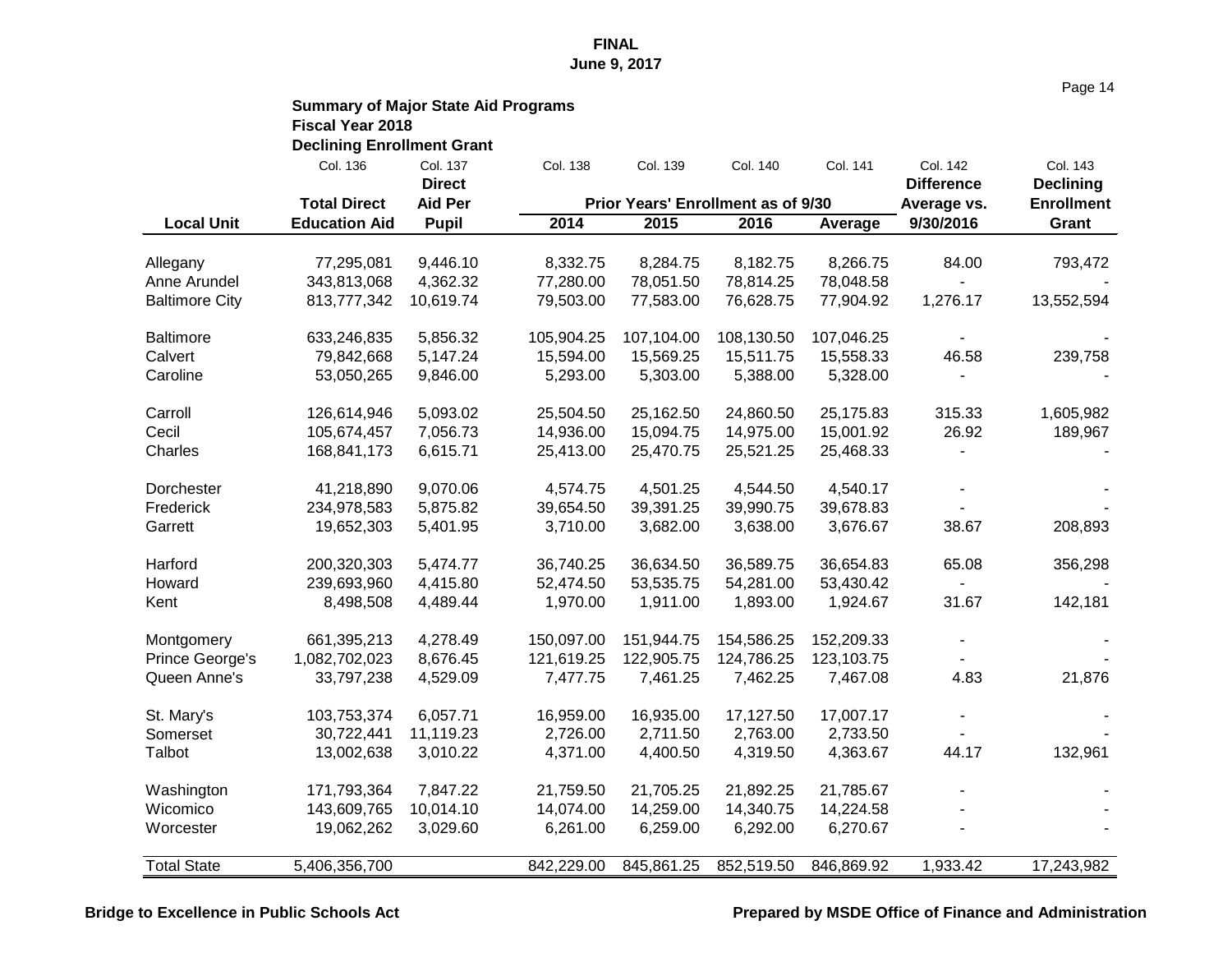**FINAL**
**June 9, 2017**

**Summary of Major State Aid Programs**
**Fiscal Year 2018**
**Declining Enrollment Grant**

| | Col. 136 | Col. 137 | Col. 138 | Col. 139 | Col. 140 | Col. 141 | Col. 142 | Col. 143 |
|---|---|---|---|---|---|---|---|---|
| | | Direct | | | | | Difference | Declining |
| | Total Direct | Aid Per | Prior Years' Enrollment as of 9/30 | | | | Average vs. | Enrollment |
| **Local Unit** | **Education Aid** | **Pupil** | **2014** | **2015** | **2016** | **Average** | **9/30/2016** | **Grant** |
| Allegany | 77,295,081 | 9,446.10 | 8,332.75 | 8,284.75 | 8,182.75 | 8,266.75 | 84.00 | 793,472 |
| Anne Arundel | 343,813,068 | 4,362.32 | 77,280.00 | 78,051.50 | 78,814.25 | 78,048.58 | - | - |
| Baltimore City | 813,777,342 | 10,619.74 | 79,503.00 | 77,583.00 | 76,628.75 | 77,904.92 | 1,276.17 | 13,552,594 |
| Baltimore | 633,246,835 | 5,856.32 | 105,904.25 | 107,104.00 | 108,130.50 | 107,046.25 | - | - |
| Calvert | 79,842,668 | 5,147.24 | 15,594.00 | 15,569.25 | 15,511.75 | 15,558.33 | 46.58 | 239,758 |
| Caroline | 53,050,265 | 9,846.00 | 5,293.00 | 5,303.00 | 5,388.00 | 5,328.00 | - | - |
| Carroll | 126,614,946 | 5,093.02 | 25,504.50 | 25,162.50 | 24,860.50 | 25,175.83 | 315.33 | 1,605,982 |
| Cecil | 105,674,457 | 7,056.73 | 14,936.00 | 15,094.75 | 14,975.00 | 15,001.92 | 26.92 | 189,967 |
| Charles | 168,841,173 | 6,615.71 | 25,413.00 | 25,470.75 | 25,521.25 | 25,468.33 | - | - |
| Dorchester | 41,218,890 | 9,070.06 | 4,574.75 | 4,501.25 | 4,544.50 | 4,540.17 | - | - |
| Frederick | 234,978,583 | 5,875.82 | 39,654.50 | 39,391.25 | 39,990.75 | 39,678.83 | - | - |
| Garrett | 19,652,303 | 5,401.95 | 3,710.00 | 3,682.00 | 3,638.00 | 3,676.67 | 38.67 | 208,893 |
| Harford | 200,320,303 | 5,474.77 | 36,740.25 | 36,634.50 | 36,589.75 | 36,654.83 | 65.08 | 356,298 |
| Howard | 239,693,960 | 4,415.80 | 52,474.50 | 53,535.75 | 54,281.00 | 53,430.42 | - | - |
| Kent | 8,498,508 | 4,489.44 | 1,970.00 | 1,911.00 | 1,893.00 | 1,924.67 | 31.67 | 142,181 |
| Montgomery | 661,395,213 | 4,278.49 | 150,097.00 | 151,944.75 | 154,586.25 | 152,209.33 | - | - |
| Prince George's | 1,082,702,023 | 8,676.45 | 121,619.25 | 122,905.75 | 124,786.25 | 123,103.75 | - | - |
| Queen Anne's | 33,797,238 | 4,529.09 | 7,477.75 | 7,461.25 | 7,462.25 | 7,467.08 | 4.83 | 21,876 |
| St. Mary's | 103,753,374 | 6,057.71 | 16,959.00 | 16,935.00 | 17,127.50 | 17,007.17 | - | - |
| Somerset | 30,722,441 | 11,119.23 | 2,726.00 | 2,711.50 | 2,763.00 | 2,733.50 | - | - |
| Talbot | 13,002,638 | 3,010.22 | 4,371.00 | 4,400.50 | 4,319.50 | 4,363.67 | 44.17 | 132,961 |
| Washington | 171,793,364 | 7,847.22 | 21,759.50 | 21,705.25 | 21,892.25 | 21,785.67 | - | - |
| Wicomico | 143,609,765 | 10,014.10 | 14,074.00 | 14,259.00 | 14,340.75 | 14,224.58 | - | - |
| Worcester | 19,062,262 | 3,029.60 | 6,261.00 | 6,259.00 | 6,292.00 | 6,270.67 | - | - |
| Total State | 5,406,356,700 | | 842,229.00 | 845,861.25 | 852,519.50 | 846,869.92 | 1,933.42 | 17,243,982 |

**Bridge to Excellence in Public Schools Act** **Prepared by MSDE Office of Finance and Administration**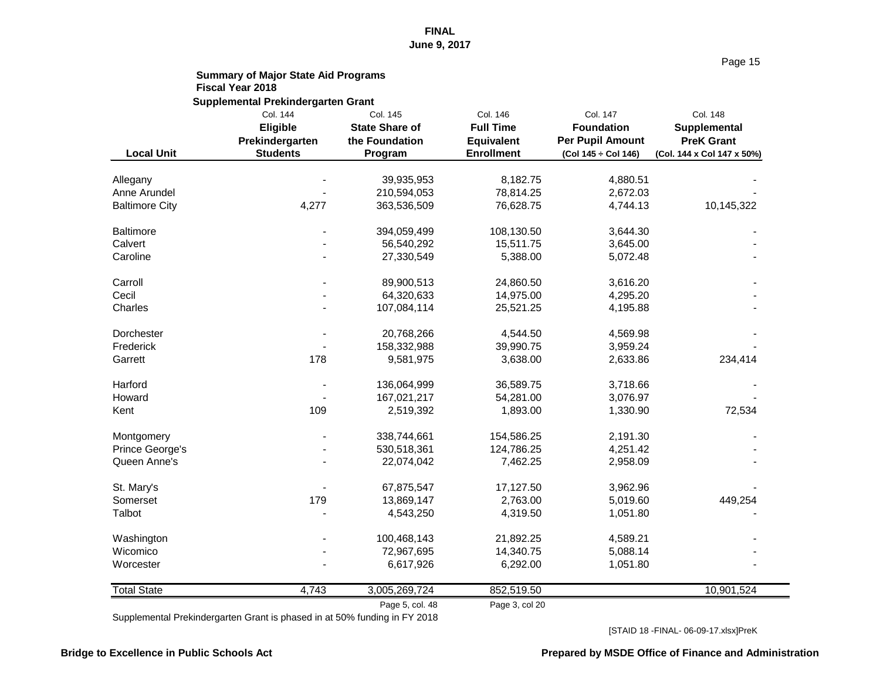**FINAL**
**June 9, 2017**

**Summary of Major State Aid Programs**
**Fiscal Year 2018**

**Supplemental Prekindergarten Grant**

| Local Unit | Col. 144 Eligible Prekindergarten Students | Col. 145 State Share of the Foundation Program | Col. 146 Full Time Equivalent Enrollment | Col. 147 Foundation Per Pupil Amount (Col 145 ÷ Col 146) | Col. 148 Supplemental PreK Grant (Col. 144 x Col 147 x 50%) |
|---|---|---|---|---|---|
| Allegany | - | 39,935,953 | 8,182.75 | 4,880.51 | - |
| Anne Arundel | - | 210,594,053 | 78,814.25 | 2,672.03 | - |
| Baltimore City | 4,277 | 363,536,509 | 76,628.75 | 4,744.13 | 10,145,322 |
| Baltimore | - | 394,059,499 | 108,130.50 | 3,644.30 | - |
| Calvert | - | 56,540,292 | 15,511.75 | 3,645.00 | - |
| Caroline | - | 27,330,549 | 5,388.00 | 5,072.48 | - |
| Carroll | - | 89,900,513 | 24,860.50 | 3,616.20 | - |
| Cecil | - | 64,320,633 | 14,975.00 | 4,295.20 | - |
| Charles | - | 107,084,114 | 25,521.25 | 4,195.88 | - |
| Dorchester | - | 20,768,266 | 4,544.50 | 4,569.98 | - |
| Frederick | - | 158,332,988 | 39,990.75 | 3,959.24 | - |
| Garrett | 178 | 9,581,975 | 3,638.00 | 2,633.86 | 234,414 |
| Harford | - | 136,064,999 | 36,589.75 | 3,718.66 | - |
| Howard | - | 167,021,217 | 54,281.00 | 3,076.97 | - |
| Kent | 109 | 2,519,392 | 1,893.00 | 1,330.90 | 72,534 |
| Montgomery | - | 338,744,661 | 154,586.25 | 2,191.30 | - |
| Prince George's | - | 530,518,361 | 124,786.25 | 4,251.42 | - |
| Queen Anne's | - | 22,074,042 | 7,462.25 | 2,958.09 | - |
| St. Mary's | - | 67,875,547 | 17,127.50 | 3,962.96 | - |
| Somerset | 179 | 13,869,147 | 2,763.00 | 5,019.60 | 449,254 |
| Talbot | - | 4,543,250 | 4,319.50 | 1,051.80 | - |
| Washington | - | 100,468,143 | 21,892.25 | 4,589.21 | - |
| Wicomico | - | 72,967,695 | 14,340.75 | 5,088.14 | - |
| Worcester | - | 6,617,926 | 6,292.00 | 1,051.80 | - |
| Total State | 4,743 | 3,005,269,724 | 852,519.50 | | 10,901,524 |
| | | Page 5, col. 48 | Page 3, col 20 | | |

Supplemental Prekindergarten Grant is phased in at 50% funding in FY 2018

[STAID 18 -FINAL- 06-09-17.xlsx]PreK

**Bridge to Excellence in Public Schools Act** **Prepared by MSDE Office of Finance and Administration**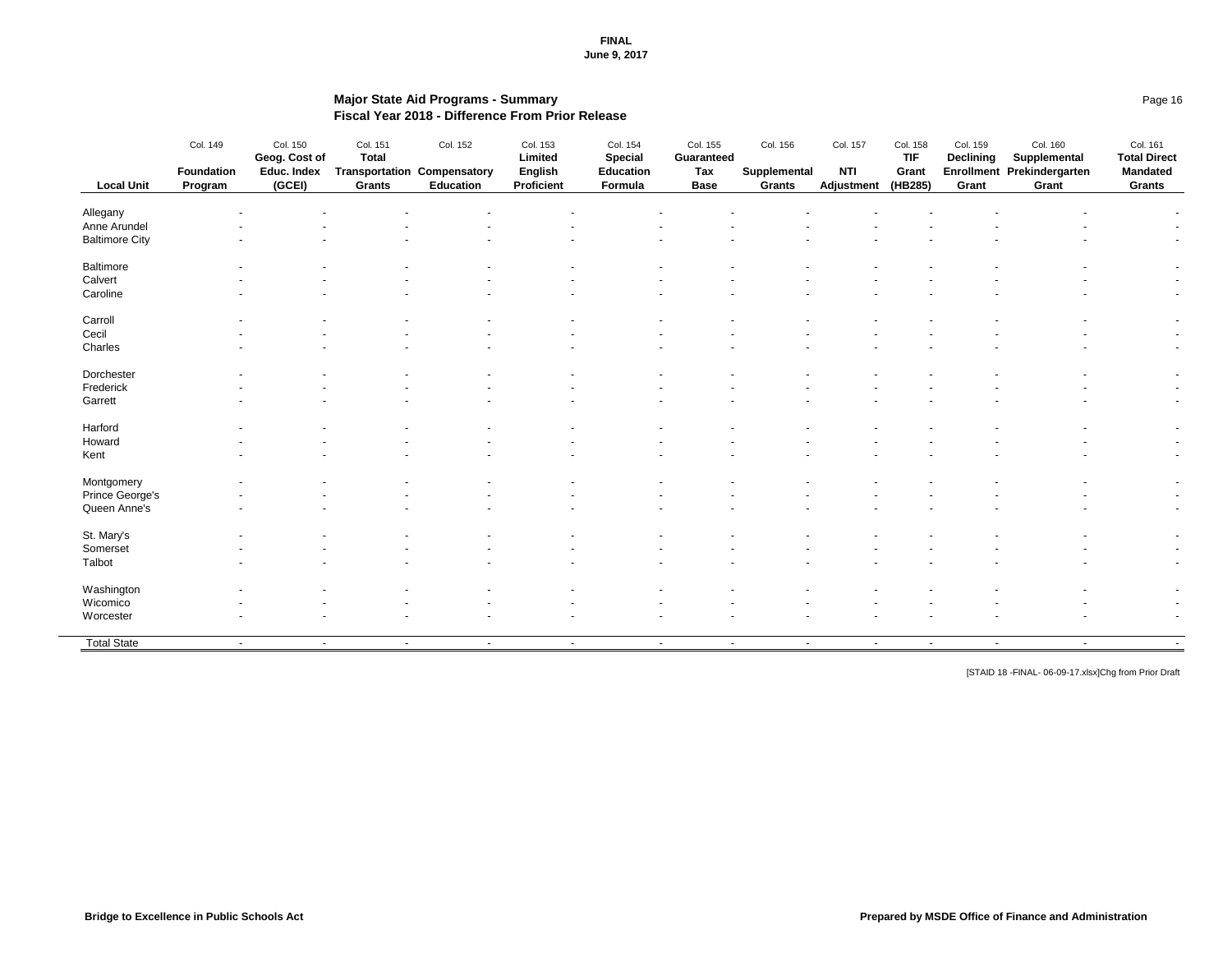FINAL
June 9, 2017

## Major State Aid Programs - Summary
## Fiscal Year 2018 - Difference From Prior Release

| Local Unit | Col. 149 Foundation Program | Col. 150 Geog. Cost of Educ. Index (GCEI) | Col. 151 Total Transportation Grants | Col. 152 Compensatory Education | Col. 153 Limited English Proficient | Col. 154 Special Education Formula | Col. 155 Guaranteed Tax Base | Col. 156 Supplemental Grants | Col. 157 NTI Adjustment | Col. 158 TIF Grant (HB285) | Col. 159 Declining Enrollment Grant | Col. 160 Supplemental Prekindergarten Grant | Col. 161 Total Direct Mandated Grants |
|---|---|---|---|---|---|---|---|---|---|---|---|---|---|
| Allegany | - | - | - | - | - | - | - | - | - | - | - | - | - |
| Anne Arundel | - | - | - | - | - | - | - | - | - | - | - | - | - |
| Baltimore City | - | - | - | - | - | - | - | - | - | - | - | - | - |
| Baltimore | - | - | - | - | - | - | - | - | - | - | - | - | - |
| Calvert | - | - | - | - | - | - | - | - | - | - | - | - | - |
| Caroline | - | - | - | - | - | - | - | - | - | - | - | - | - |
| Carroll | - | - | - | - | - | - | - | - | - | - | - | - | - |
| Cecil | - | - | - | - | - | - | - | - | - | - | - | - | - |
| Charles | - | - | - | - | - | - | - | - | - | - | - | - | - |
| Dorchester | - | - | - | - | - | - | - | - | - | - | - | - | - |
| Frederick | - | - | - | - | - | - | - | - | - | - | - | - | - |
| Garrett | - | - | - | - | - | - | - | - | - | - | - | - | - |
| Harford | - | - | - | - | - | - | - | - | - | - | - | - | - |
| Howard | - | - | - | - | - | - | - | - | - | - | - | - | - |
| Kent | - | - | - | - | - | - | - | - | - | - | - | - | - |
| Montgomery | - | - | - | - | - | - | - | - | - | - | - | - | - |
| Prince George's | - | - | - | - | - | - | - | - | - | - | - | - | - |
| Queen Anne's | - | - | - | - | - | - | - | - | - | - | - | - | - |
| St. Mary's | - | - | - | - | - | - | - | - | - | - | - | - | - |
| Somerset | - | - | - | - | - | - | - | - | - | - | - | - | - |
| Talbot | - | - | - | - | - | - | - | - | - | - | - | - | - |
| Washington | - | - | - | - | - | - | - | - | - | - | - | - | - |
| Wicomico | - | - | - | - | - | - | - | - | - | - | - | - | - |
| Worcester | - | - | - | - | - | - | - | - | - | - | - | - | - |
| Total State | - | - | - | - | - | - | - | - | - | - | - | - | - |

[STAID 18 -FINAL- 06-09-17.xlsx]Chg from Prior Draft

Bridge to Excellence in Public Schools Act

Prepared by MSDE Office of Finance and Administration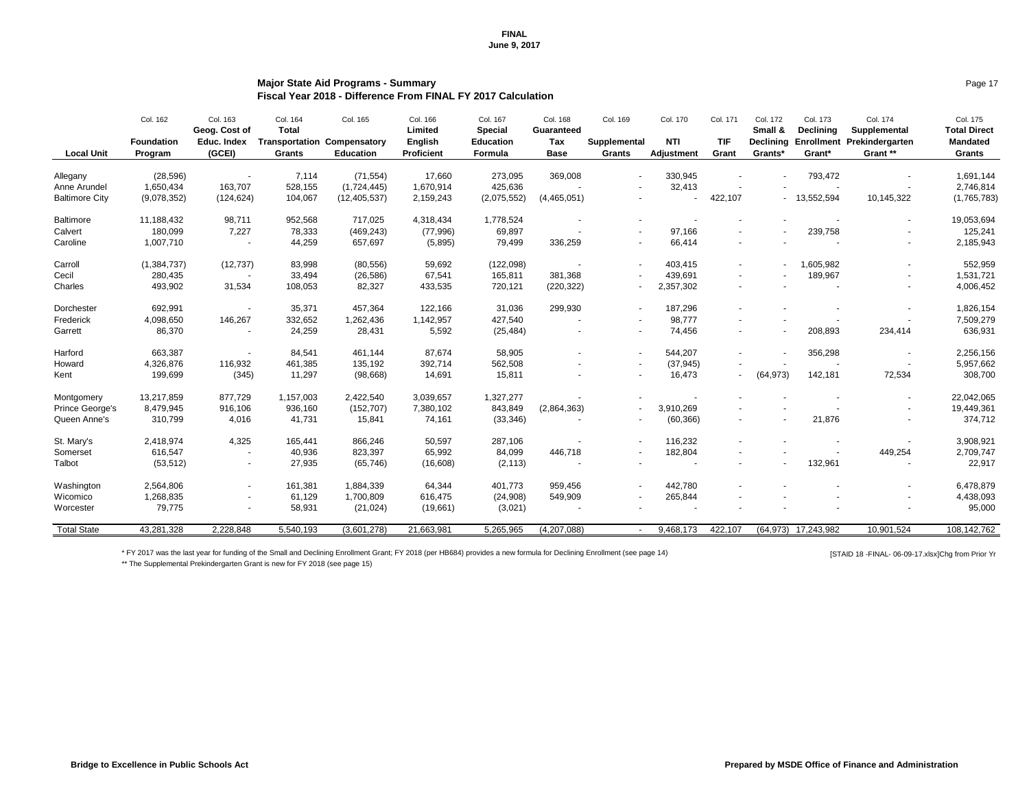FINAL
June 9, 2017

## Major State Aid Programs - Summary
### Fiscal Year 2018 - Difference From FINAL FY 2017 Calculation

| Local Unit | Col. 162 Foundation Program | Col. 163 Geog. Cost of Educ. Index (GCEI) | Col. 164 Total Transportation Grants | Col. 165 Compensatory Education | Col. 166 Limited English Proficient | Col. 167 Special Education Formula | Col. 168 Guaranteed Tax Base | Col. 169 Supplemental Grants | Col. 170 NTI Adjustment | Col. 171 TIF Grant | Col. 172 Small & Declining Grants* | Col. 173 Declining Enrollment Grant* | Col. 174 Supplemental Prekindergarten Grant ** | Col. 175 Total Direct Mandated Grants |
|---|---|---|---|---|---|---|---|---|---|---|---|---|---|---|
| Allegany | (28,596) | - | 7,114 | (71,554) | 17,660 | 273,095 | 369,008 | - | 330,945 | - | - | 793,472 | - | 1,691,144 |
| Anne Arundel | 1,650,434 | 163,707 | 528,155 | (1,724,445) | 1,670,914 | 425,636 | - | - | 32,413 | - | - | - | - | 2,746,814 |
| Baltimore City | (9,078,352) | (124,624) | 104,067 | (12,405,537) | 2,159,243 | (2,075,552) | (4,465,051) | - | - | 422,107 | - | 13,552,594 | 10,145,322 | (1,765,783) |
| Baltimore | 11,188,432 | 98,711 | 952,568 | 717,025 | 4,318,434 | 1,778,524 | - | - | - | - | - | - | - | 19,053,694 |
| Calvert | 180,099 | 7,227 | 78,333 | (469,243) | (77,996) | 69,897 | - | - | 97,166 | - | - | 239,758 | - | 125,241 |
| Caroline | 1,007,710 | - | 44,259 | 657,697 | (5,895) | 79,499 | 336,259 | - | 66,414 | - | - | - | - | 2,185,943 |
| Carroll | (1,384,737) | (12,737) | 83,998 | (80,556) | 59,692 | (122,098) | - | - | 403,415 | - | - | 1,605,982 | - | 552,959 |
| Cecil | 280,435 | - | 33,494 | (26,586) | 67,541 | 165,811 | 381,368 | - | 439,691 | - | - | 189,967 | - | 1,531,721 |
| Charles | 493,902 | 31,534 | 108,053 | 82,327 | 433,535 | 720,121 | (220,322) | - | 2,357,302 | - | - | - | - | 4,006,452 |
| Dorchester | 692,991 | - | 35,371 | 457,364 | 122,166 | 31,036 | 299,930 | - | 187,296 | - | - | - | - | 1,826,154 |
| Frederick | 4,098,650 | 146,267 | 332,652 | 1,262,436 | 1,142,957 | 427,540 | - | - | 98,777 | - | - | - | - | 7,509,279 |
| Garrett | 86,370 | - | 24,259 | 28,431 | 5,592 | (25,484) | - | - | 74,456 | - | - | 208,893 | 234,414 | 636,931 |
| Harford | 663,387 | - | 84,541 | 461,144 | 87,674 | 58,905 | - | - | 544,207 | - | - | 356,298 | - | 2,256,156 |
| Howard | 4,326,876 | 116,932 | 461,385 | 135,192 | 392,714 | 562,508 | - | - | (37,945) | - | - | - | - | 5,957,662 |
| Kent | 199,699 | (345) | 11,297 | (98,668) | 14,691 | 15,811 | - | - | 16,473 | - | (64,973) | 142,181 | 72,534 | 308,700 |
| Montgomery | 13,217,859 | 877,729 | 1,157,003 | 2,422,540 | 3,039,657 | 1,327,277 | - | - | - | - | - | - | - | 22,042,065 |
| Prince George's | 8,479,945 | 916,106 | 936,160 | (152,707) | 7,380,102 | 843,849 | (2,864,363) | - | 3,910,269 | - | - | - | - | 19,449,361 |
| Queen Anne's | 310,799 | 4,016 | 41,731 | 15,841 | 74,161 | (33,346) | - | - | (60,366) | - | - | 21,876 | - | 374,712 |
| St. Mary's | 2,418,974 | 4,325 | 165,441 | 866,246 | 50,597 | 287,106 | - | - | 116,232 | - | - | - | - | 3,908,921 |
| Somerset | 616,547 | - | 40,936 | 823,397 | 65,992 | 84,099 | 446,718 | - | 182,804 | - | - | - | 449,254 | 2,709,747 |
| Talbot | (53,512) | - | 27,935 | (65,746) | (16,608) | (2,113) | - | - | - | - | - | 132,961 | - | 22,917 |
| Washington | 2,564,806 | - | 161,381 | 1,884,339 | 64,344 | 401,773 | 959,456 | - | 442,780 | - | - | - | - | 6,478,879 |
| Wicomico | 1,268,835 | - | 61,129 | 1,700,809 | 616,475 | (24,908) | 549,909 | - | 265,844 | - | - | - | - | 4,438,093 |
| Worcester | 79,775 | - | 58,931 | (21,024) | (19,661) | (3,021) | - | - | - | - | - | - | - | 95,000 |
| Total State | 43,281,328 | 2,228,848 | 5,540,193 | (3,601,278) | 21,663,981 | 5,265,965 | (4,207,088) | - | 9,468,173 | 422,107 | (64,973) | 17,243,982 | 10,901,524 | 108,142,762 |

\* FY 2017 was the last year for funding of the Small and Declining Enrollment Grant; FY 2018 (per HB684) provides a new formula for Declining Enrollment (see page 14)

\*\* The Supplemental Prekindergarten Grant is new for FY 2018 (see page 15)

[STAID 18 -FINAL- 06-09-17.xlsx]Chg from Prior Yr

Bridge to Excellence in Public Schools Act

Prepared by MSDE Office of Finance and Administration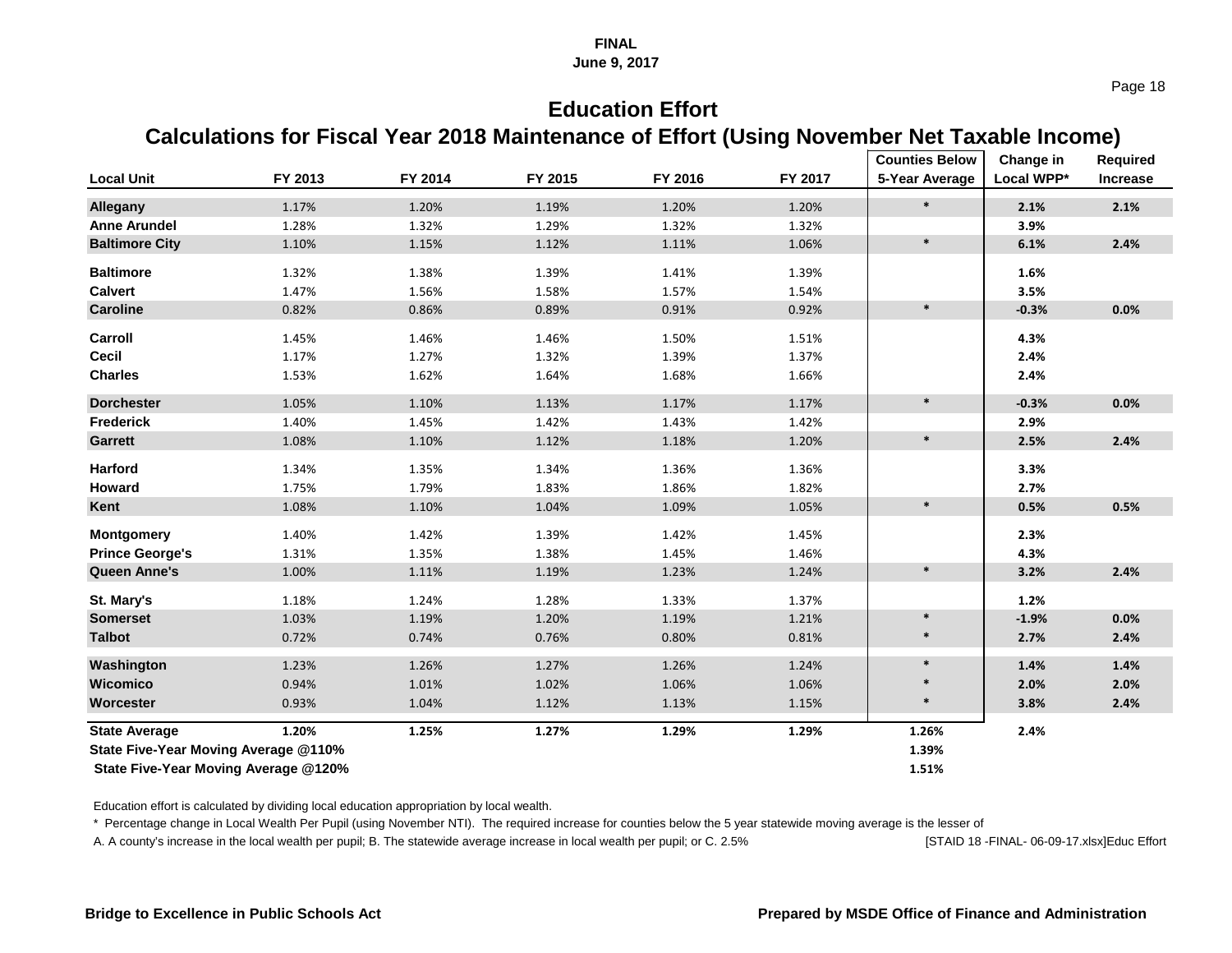FINAL
June 9, 2017

# Education Effort

## Calculations for Fiscal Year 2018 Maintenance of Effort (Using November Net Taxable Income)

| Local Unit | FY 2013 | FY 2014 | FY 2015 | FY 2016 | FY 2017 | Counties Below 5-Year Average | Change in Local WPP* | Required Increase |
|---|---|---|---|---|---|---|---|---|
| **Allegany** | 1.17% | 1.20% | 1.19% | 1.20% | 1.20% | * | **2.1%** | **2.1%** |
| **Anne Arundel** | 1.28% | 1.32% | 1.29% | 1.32% | 1.32% | | **3.9%** | |
| **Baltimore City** | 1.10% | 1.15% | 1.12% | 1.11% | 1.06% | * | **6.1%** | **2.4%** |
| **Baltimore** | 1.32% | 1.38% | 1.39% | 1.41% | 1.39% | | **1.6%** | |
| **Calvert** | 1.47% | 1.56% | 1.58% | 1.57% | 1.54% | | **3.5%** | |
| **Caroline** | 0.82% | 0.86% | 0.89% | 0.91% | 0.92% | * | **-0.3%** | **0.0%** |
| **Carroll** | 1.45% | 1.46% | 1.46% | 1.50% | 1.51% | | **4.3%** | |
| **Cecil** | 1.17% | 1.27% | 1.32% | 1.39% | 1.37% | | **2.4%** | |
| **Charles** | 1.53% | 1.62% | 1.64% | 1.68% | 1.66% | | **2.4%** | |
| **Dorchester** | 1.05% | 1.10% | 1.13% | 1.17% | 1.17% | * | **-0.3%** | **0.0%** |
| **Frederick** | 1.40% | 1.45% | 1.42% | 1.43% | 1.42% | | **2.9%** | |
| **Garrett** | 1.08% | 1.10% | 1.12% | 1.18% | 1.20% | * | **2.5%** | **2.4%** |
| **Harford** | 1.34% | 1.35% | 1.34% | 1.36% | 1.36% | | **3.3%** | |
| **Howard** | 1.75% | 1.79% | 1.83% | 1.86% | 1.82% | | **2.7%** | |
| **Kent** | 1.08% | 1.10% | 1.04% | 1.09% | 1.05% | * | **0.5%** | **0.5%** |
| **Montgomery** | 1.40% | 1.42% | 1.39% | 1.42% | 1.45% | | **2.3%** | |
| **Prince George's** | 1.31% | 1.35% | 1.38% | 1.45% | 1.46% | | **4.3%** | |
| **Queen Anne's** | 1.00% | 1.11% | 1.19% | 1.23% | 1.24% | * | **3.2%** | **2.4%** |
| **St. Mary's** | 1.18% | 1.24% | 1.28% | 1.33% | 1.37% | | **1.2%** | |
| **Somerset** | 1.03% | 1.19% | 1.20% | 1.19% | 1.21% | * | **-1.9%** | **0.0%** |
| **Talbot** | 0.72% | 0.74% | 0.76% | 0.80% | 0.81% | * | **2.7%** | **2.4%** |
| **Washington** | 1.23% | 1.26% | 1.27% | 1.26% | 1.24% | * | **1.4%** | **1.4%** |
| **Wicomico** | 0.94% | 1.01% | 1.02% | 1.06% | 1.06% | * | **2.0%** | **2.0%** |
| **Worcester** | 0.93% | 1.04% | 1.12% | 1.13% | 1.15% | * | **3.8%** | **2.4%** |
| **State Average** | **1.20%** | **1.25%** | **1.27%** | **1.29%** | **1.29%** | **1.26%** | **2.4%** | |
| **State Five-Year Moving Average @110%** | | | | | | **1.39%** | | |
| **State Five-Year Moving Average @120%** | | | | | | **1.51%** | | |

Education effort is calculated by dividing local education appropriation by local wealth.

* Percentage change in Local Wealth Per Pupil (using November NTI). The required increase for counties below the 5 year statewide moving average is the lesser of

A. A county's increase in the local wealth per pupil; B. The statewide average increase in local wealth per pupil; or C. 2.5%

[STAID 18 -FINAL- 06-09-17.xlsx]Educ Effort

**Bridge to Excellence in Public Schools Act** — **Prepared by MSDE Office of Finance and Administration**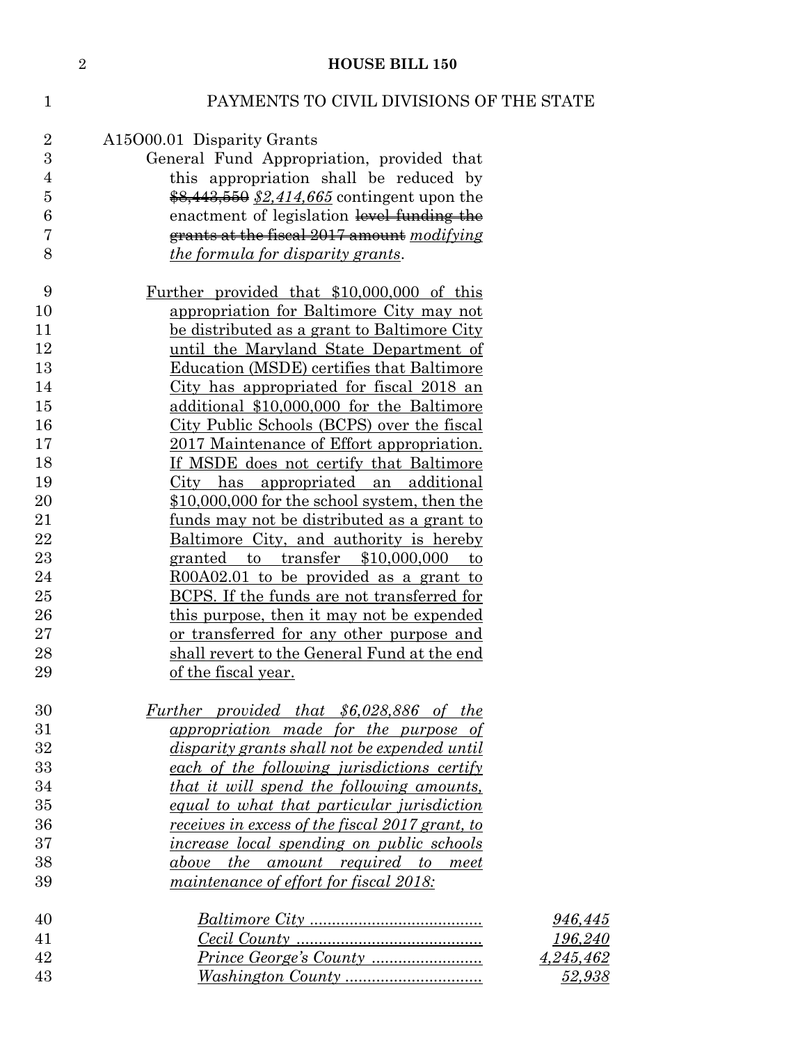PAYMENTS TO CIVIL DIVISIONS OF THE STATE

A15O00.01 Disparity Grants

General Fund Appropriation, provided that this appropriation shall be reduced by ~~$8,443,550~~ *$2,414,665* contingent upon the enactment of legislation ~~level funding the grants at the fiscal 2017 amount~~ *modifying the formula for disparity grants*.

Further provided that $10,000,000 of this appropriation for Baltimore City may not be distributed as a grant to Baltimore City until the Maryland State Department of Education (MSDE) certifies that Baltimore City has appropriated for fiscal 2018 an additional $10,000,000 for the Baltimore City Public Schools (BCPS) over the fiscal 2017 Maintenance of Effort appropriation. If MSDE does not certify that Baltimore City has appropriated an additional $10,000,000 for the school system, then the funds may not be distributed as a grant to Baltimore City, and authority is hereby granted to transfer $10,000,000 to R00A02.01 to be provided as a grant to BCPS. If the funds are not transferred for this purpose, then it may not be expended or transferred for any other purpose and shall revert to the General Fund at the end of the fiscal year.

*Further provided that $6,028,886 of the appropriation made for the purpose of disparity grants shall not be expended until each of the following jurisdictions certify that it will spend the following amounts, equal to what that particular jurisdiction receives in excess of the fiscal 2017 grant, to increase local spending on public schools above the amount required to meet maintenance of effort for fiscal 2018:*

| | |
|---|---|
| *Baltimore City* | *946,445* |
| *Cecil County* | *196,240* |
| *Prince George's County* | *4,245,462* |
| *Washington County* | *52,938* |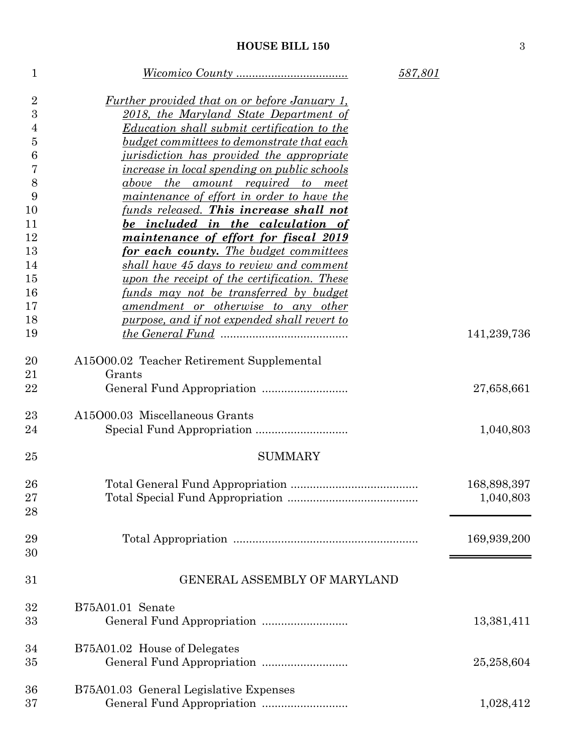| | | |
|---|---|---|
| *Wicomico County ..................................* | *587,801* | |
| *Further provided that on or before January 1, 2018, the Maryland State Department of Education shall submit certification to the budget committees to demonstrate that each jurisdiction has provided the appropriate increase in local spending on public schools above the amount required to meet maintenance of effort in order to have the funds released.* ***This increase shall not be included in the calculation of maintenance of effort for fiscal 2019 for each county.*** *The budget committees shall have 45 days to review and comment upon the receipt of the certification. These funds may not be transferred by budget amendment or otherwise to any other purpose, and if not expended shall revert to the General Fund ........................................* | | 141,239,736 |

A15O00.02 Teacher Retirement Supplemental Grants

| | |
|---|---|
| General Fund Appropriation ........................... | 27,658,661 |

A15O00.03 Miscellaneous Grants

| | |
|---|---|
| Special Fund Appropriation ............................. | 1,040,803 |

SUMMARY

| | |
|---|---|
| Total General Fund Appropriation ....................................... | 168,898,397 |
| Total Special Fund Appropriation ........................................ | 1,040,803 |
| Total Appropriation ......................................................... | 169,939,200 |

## GENERAL ASSEMBLY OF MARYLAND

B75A01.01 Senate

| | |
|---|---|
| General Fund Appropriation ........................... | 13,381,411 |

B75A01.02 House of Delegates

| | |
|---|---|
| General Fund Appropriation ........................... | 25,258,604 |

B75A01.03 General Legislative Expenses

| | |
|---|---|
| General Fund Appropriation ........................... | 1,028,412 |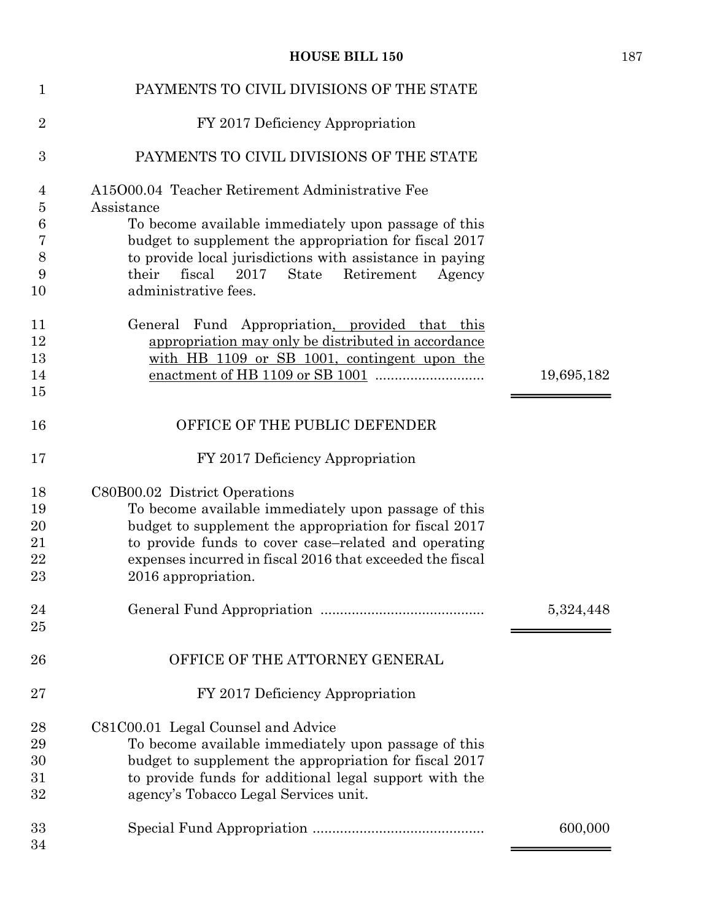## PAYMENTS TO CIVIL DIVISIONS OF THE STATE

### FY 2017 Deficiency Appropriation

### PAYMENTS TO CIVIL DIVISIONS OF THE STATE

A15O00.04 Teacher Retirement Administrative Fee Assistance

To become available immediately upon passage of this budget to supplement the appropriation for fiscal 2017 to provide local jurisdictions with assistance in paying their fiscal 2017 State Retirement Agency administrative fees.

| | |
|---|---|
| General Fund Appropriation, provided that this appropriation may only be distributed in accordance with HB 1109 or SB 1001, contingent upon the enactment of HB 1109 or SB 1001 | 19,695,182 |

## OFFICE OF THE PUBLIC DEFENDER

### FY 2017 Deficiency Appropriation

C80B00.02 District Operations

To become available immediately upon passage of this budget to supplement the appropriation for fiscal 2017 to provide funds to cover case–related and operating expenses incurred in fiscal 2016 that exceeded the fiscal 2016 appropriation.

| | |
|---|---|
| General Fund Appropriation | 5,324,448 |

## OFFICE OF THE ATTORNEY GENERAL

### FY 2017 Deficiency Appropriation

C81C00.01 Legal Counsel and Advice

To become available immediately upon passage of this budget to supplement the appropriation for fiscal 2017 to provide funds for additional legal support with the agency's Tobacco Legal Services unit.

| | |
|---|---|
| Special Fund Appropriation | 600,000 |